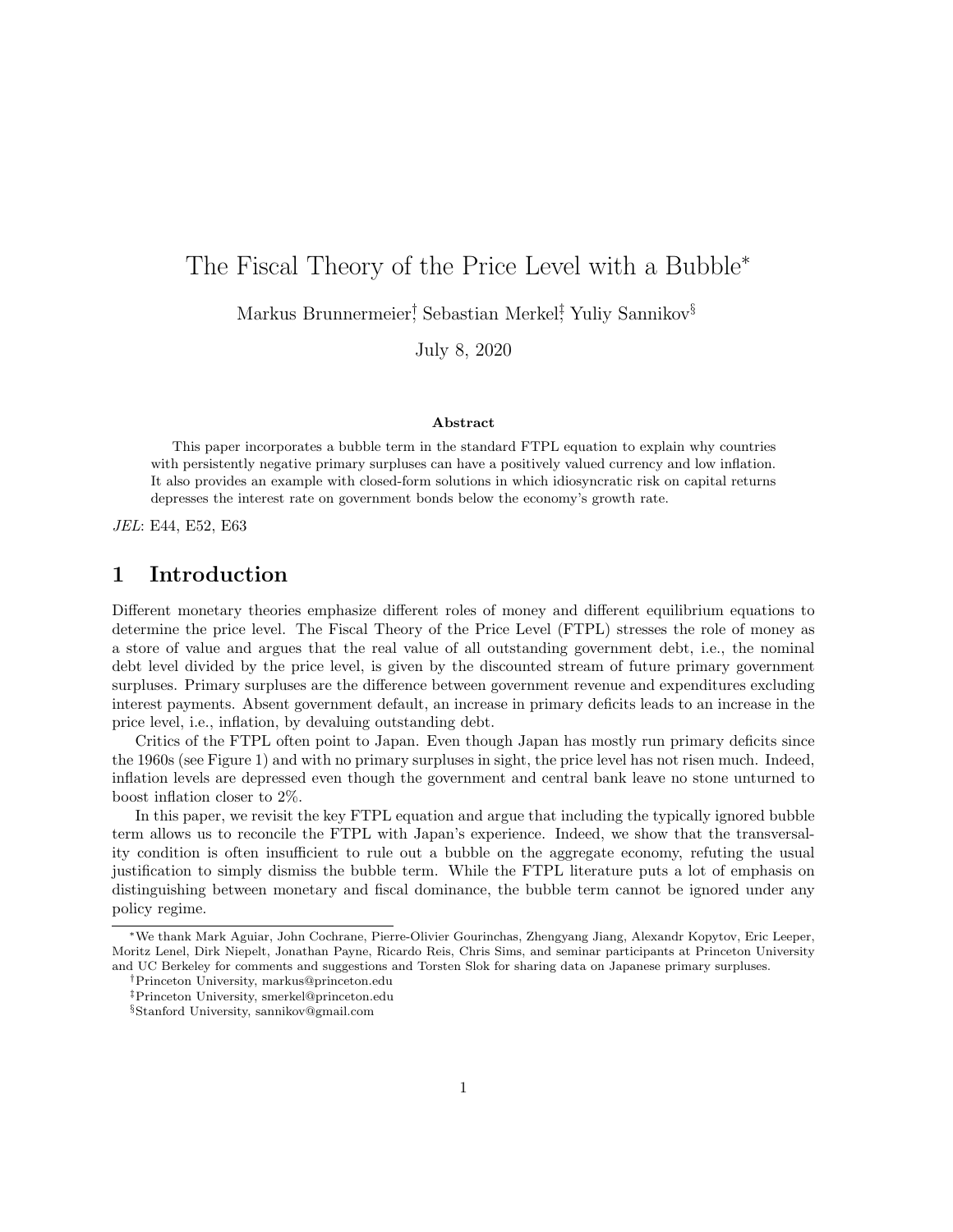# The Fiscal Theory of the Price Level with a Bubble[*]

Markus Brunnermeier[†], Sebastian Merkel[‡], Yuliy Sannikov[§]

July 8, 2020

### Abstract

This paper incorporates a bubble term in the standard FTPL equation to explain why countries with persistently negative primary surpluses can have a positively valued currency and low inflation. It also provides an example with closed-form solutions in which idiosyncratic risk on capital returns depresses the interest rate on government bonds below the economy's growth rate.

*JEL*: E44, E52, E63

## 1 Introduction

Different monetary theories emphasize different roles of money and different equilibrium equations to determine the price level. The Fiscal Theory of the Price Level (FTPL) stresses the role of money as a store of value and argues that the real value of all outstanding government debt, i.e., the nominal debt level divided by the price level, is given by the discounted stream of future primary government surpluses. Primary surpluses are the difference between government revenue and expenditures excluding interest payments. Absent government default, an increase in primary deficits leads to an increase in the price level, i.e., inflation, by devaluing outstanding debt.

Critics of the FTPL often point to Japan. Even though Japan has mostly run primary deficits since the 1960s (see Figure 1) and with no primary surpluses in sight, the price level has not risen much. Indeed, inflation levels are depressed even though the government and central bank leave no stone unturned to boost inflation closer to 2%.

In this paper, we revisit the key FTPL equation and argue that including the typically ignored bubble term allows us to reconcile the FTPL with Japan's experience. Indeed, we show that the transversality condition is often insufficient to rule out a bubble on the aggregate economy, refuting the usual justification to simply dismiss the bubble term. While the FTPL literature puts a lot of emphasis on distinguishing between monetary and fiscal dominance, the bubble term cannot be ignored under any policy regime.

---

[*] We thank Mark Aguiar, John Cochrane, Pierre-Olivier Gourinchas, Zhengyang Jiang, Alexandr Kopytov, Eric Leeper, Moritz Lenel, Dirk Niepelt, Jonathan Payne, Ricardo Reis, Chris Sims, and seminar participants at Princeton University and UC Berkeley for comments and suggestions and Torsten Slok for sharing data on Japanese primary surpluses.

[†] Princeton University, markus@princeton.edu

[‡] Princeton University, smerkel@princeton.edu

[§] Stanford University, sannikov@gmail.com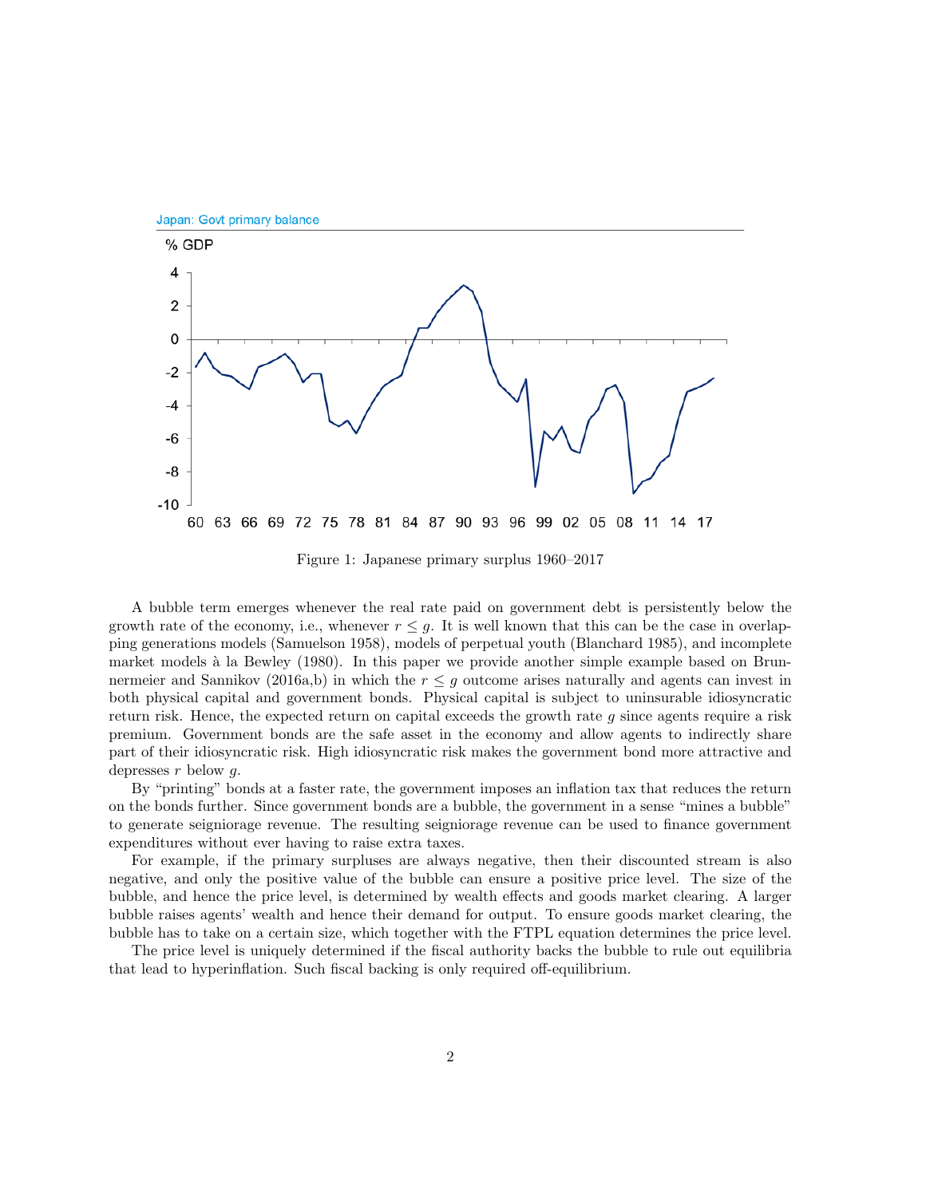Figure 1: Japanese primary surplus 1960–2017

A bubble term emerges whenever the real rate paid on government debt is persistently below the growth rate of the economy, i.e., whenever $r \leq g$. It is well known that this can be the case in overlapping generations models (Samuelson 1958), models of perpetual youth (Blanchard 1985), and incomplete market models à la Bewley (1980). In this paper we provide another simple example based on Brunnermeier and Sannikov (2016a,b) in which the $r \leq g$ outcome arises naturally and agents can invest in both physical capital and government bonds. Physical capital is subject to uninsurable idiosyncratic return risk. Hence, the expected return on capital exceeds the growth rate $g$ since agents require a risk premium. Government bonds are the safe asset in the economy and allow agents to indirectly share part of their idiosyncratic risk. High idiosyncratic risk makes the government bond more attractive and depresses $r$ below $g$.

By "printing" bonds at a faster rate, the government imposes an inflation tax that reduces the return on the bonds further. Since government bonds are a bubble, the government in a sense "mines a bubble" to generate seigniorage revenue. The resulting seigniorage revenue can be used to finance government expenditures without ever having to raise extra taxes.

For example, if the primary surpluses are always negative, then their discounted stream is also negative, and only the positive value of the bubble can ensure a positive price level. The size of the bubble, and hence the price level, is determined by wealth effects and goods market clearing. A larger bubble raises agents' wealth and hence their demand for output. To ensure goods market clearing, the bubble has to take on a certain size, which together with the FTPL equation determines the price level.

The price level is uniquely determined if the fiscal authority backs the bubble to rule out equilibria that lead to hyperinflation. Such fiscal backing is only required off-equilibrium.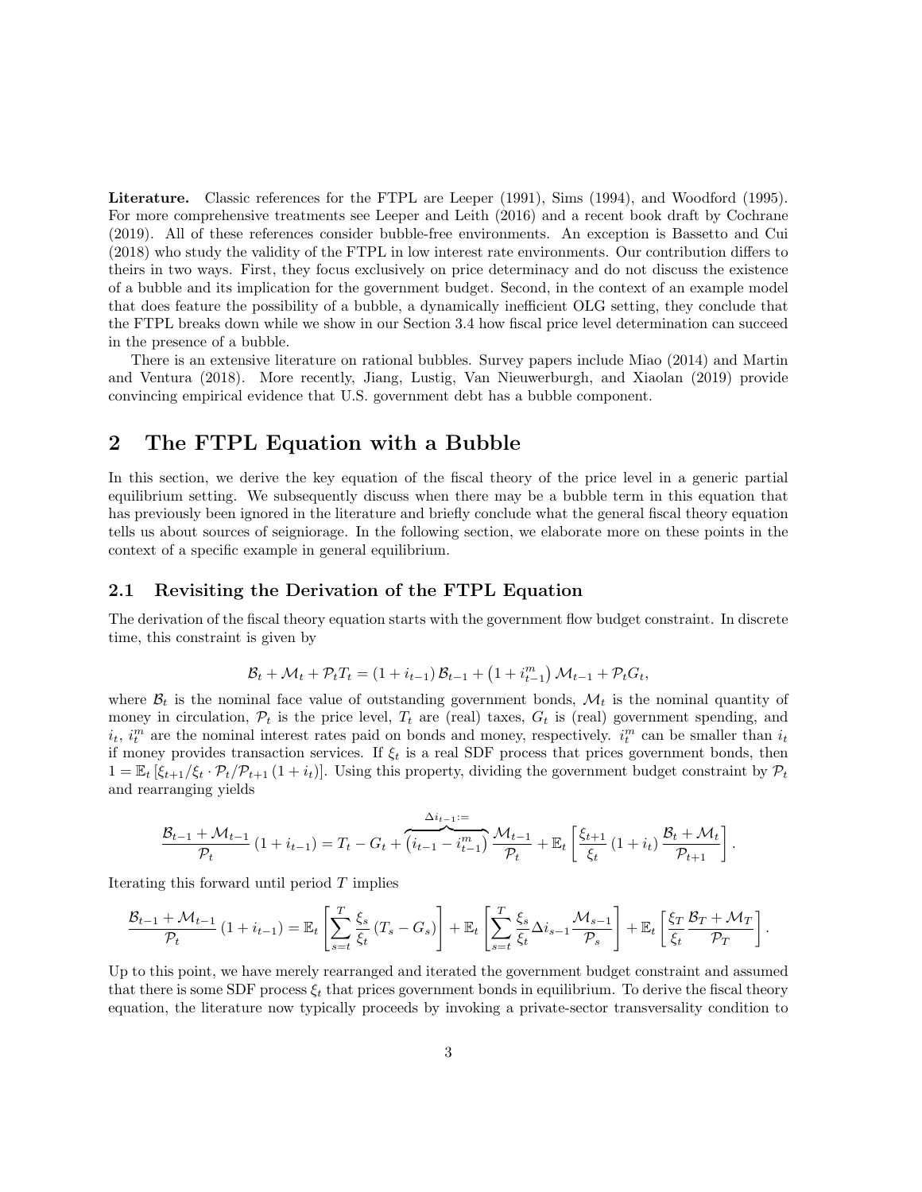**Literature.** Classic references for the FTPL are Leeper (1991), Sims (1994), and Woodford (1995). For more comprehensive treatments see Leeper and Leith (2016) and a recent book draft by Cochrane (2019). All of these references consider bubble-free environments. An exception is Bassetto and Cui (2018) who study the validity of the FTPL in low interest rate environments. Our contribution differs to theirs in two ways. First, they focus exclusively on price determinacy and do not discuss the existence of a bubble and its implication for the government budget. Second, in the context of an example model that does feature the possibility of a bubble, a dynamically inefficient OLG setting, they conclude that the FTPL breaks down while we show in our Section 3.4 how fiscal price level determination can succeed in the presence of a bubble.

There is an extensive literature on rational bubbles. Survey papers include Miao (2014) and Martin and Ventura (2018). More recently, Jiang, Lustig, Van Nieuwerburgh, and Xiaolan (2019) provide convincing empirical evidence that U.S. government debt has a bubble component.

## 2 The FTPL Equation with a Bubble

In this section, we derive the key equation of the fiscal theory of the price level in a generic partial equilibrium setting. We subsequently discuss when there may be a bubble term in this equation that has previously been ignored in the literature and briefly conclude what the general fiscal theory equation tells us about sources of seigniorage. In the following section, we elaborate more on these points in the context of a specific example in general equilibrium.

### 2.1 Revisiting the Derivation of the FTPL Equation

The derivation of the fiscal theory equation starts with the government flow budget constraint. In discrete time, this constraint is given by

$$\mathcal{B}_t + \mathcal{M}_t + \mathcal{P}_t T_t = (1 + i_{t-1})\,\mathcal{B}_{t-1} + \left(1 + i^m_{t-1}\right)\mathcal{M}_{t-1} + \mathcal{P}_t G_t,$$

where $\mathcal{B}_t$ is the nominal face value of outstanding government bonds, $\mathcal{M}_t$ is the nominal quantity of money in circulation, $\mathcal{P}_t$ is the price level, $T_t$ are (real) taxes, $G_t$ is (real) government spending, and $i_t$, $i^m_t$ are the nominal interest rates paid on bonds and money, respectively. $i^m_t$ can be smaller than $i_t$ if money provides transaction services. If $\xi_t$ is a real SDF process that prices government bonds, then $1 = \mathbb{E}_t\left[\xi_{t+1}/\xi_t \cdot \mathcal{P}_t/\mathcal{P}_{t+1}\,(1 + i_t)\right]$. Using this property, dividing the government budget constraint by $\mathcal{P}_t$ and rearranging yields

$$\frac{\mathcal{B}_{t-1} + \mathcal{M}_{t-1}}{\mathcal{P}_t}\,(1 + i_{t-1}) = T_t - G_t + \overbrace{\left(i_{t-1} - i^m_{t-1}\right)}^{\Delta i_{t-1} :=}\frac{\mathcal{M}_{t-1}}{\mathcal{P}_t} + \mathbb{E}_t\left[\frac{\xi_{t+1}}{\xi_t}\,(1 + i_t)\,\frac{\mathcal{B}_t + \mathcal{M}_t}{\mathcal{P}_{t+1}}\right].$$

Iterating this forward until period $T$ implies

$$\frac{\mathcal{B}_{t-1} + \mathcal{M}_{t-1}}{\mathcal{P}_t}\,(1 + i_{t-1}) = \mathbb{E}_t\left[\sum_{s=t}^{T}\frac{\xi_s}{\xi_t}\,(T_s - G_s)\right] + \mathbb{E}_t\left[\sum_{s=t}^{T}\frac{\xi_s}{\xi_t}\Delta i_{s-1}\frac{\mathcal{M}_{s-1}}{\mathcal{P}_s}\right] + \mathbb{E}_t\left[\frac{\xi_T}{\xi_t}\,\frac{\mathcal{B}_T + \mathcal{M}_T}{\mathcal{P}_T}\right].$$

Up to this point, we have merely rearranged and iterated the government budget constraint and assumed that there is some SDF process $\xi_t$ that prices government bonds in equilibrium. To derive the fiscal theory equation, the literature now typically proceeds by invoking a private-sector transversality condition to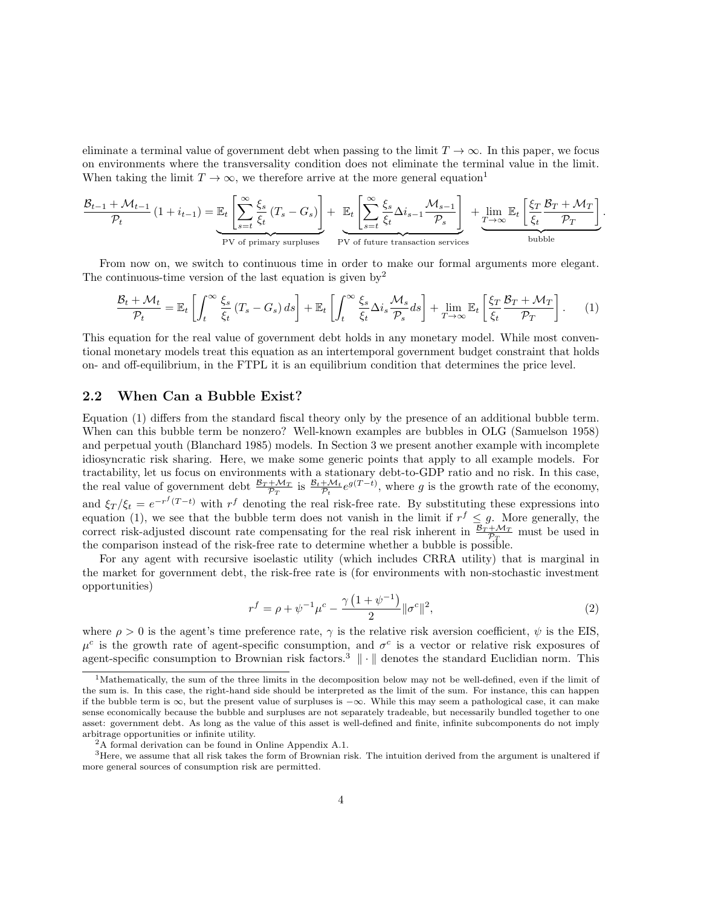eliminate a terminal value of government debt when passing to the limit $T \to \infty$. In this paper, we focus on environments where the transversality condition does not eliminate the terminal value in the limit. When taking the limit $T \to \infty$, we therefore arrive at the more general equation[1]

$$\frac{\mathcal{B}_{t-1} + \mathcal{M}_{t-1}}{\mathcal{P}_t}(1 + i_{t-1}) = \underbrace{\mathbb{E}_t\left[\sum_{s=t}^{\infty} \frac{\xi_s}{\xi_t}(T_s - G_s)\right]}_{\text{PV of primary surpluses}} + \underbrace{\mathbb{E}_t\left[\sum_{s=t}^{\infty} \frac{\xi_s}{\xi_t}\Delta i_{s-1}\frac{\mathcal{M}_{s-1}}{\mathcal{P}_s}\right]}_{\text{PV of future transaction services}} + \underbrace{\lim_{T\to\infty}\mathbb{E}_t\left[\frac{\xi_T}{\xi_t}\frac{\mathcal{B}_T + \mathcal{M}_T}{\mathcal{P}_T}\right]}_{\text{bubble}}.$$

From now on, we switch to continuous time in order to make our formal arguments more elegant. The continuous-time version of the last equation is given by[2]

$$\frac{\mathcal{B}_t + \mathcal{M}_t}{\mathcal{P}_t} = \mathbb{E}_t\left[\int_t^{\infty} \frac{\xi_s}{\xi_t}(T_s - G_s)\,ds\right] + \mathbb{E}_t\left[\int_t^{\infty} \frac{\xi_s}{\xi_t}\Delta i_s \frac{\mathcal{M}_s}{\mathcal{P}_s}ds\right] + \lim_{T\to\infty}\mathbb{E}_t\left[\frac{\xi_T}{\xi_t}\frac{\mathcal{B}_T + \mathcal{M}_T}{\mathcal{P}_T}\right]. \tag{1}$$

This equation for the real value of government debt holds in any monetary model. While most conventional monetary models treat this equation as an intertemporal government budget constraint that holds on- and off-equilibrium, in the FTPL it is an equilibrium condition that determines the price level.

## 2.2 When Can a Bubble Exist?

Equation (1) differs from the standard fiscal theory only by the presence of an additional bubble term. When can this bubble term be nonzero? Well-known examples are bubbles in OLG (Samuelson 1958) and perpetual youth (Blanchard 1985) models. In Section 3 we present another example with incomplete idiosyncratic risk sharing. Here, we make some generic points that apply to all example models. For tractability, let us focus on environments with a stationary debt-to-GDP ratio and no risk. In this case, the real value of government debt $\frac{\mathcal{B}_T + \mathcal{M}_T}{\mathcal{P}_T}$ is $\frac{\mathcal{B}_t + \mathcal{M}_t}{\mathcal{P}_t}e^{g(T-t)}$, where $g$ is the growth rate of the economy, and $\xi_T/\xi_t = e^{-r^f(T-t)}$ with $r^f$ denoting the real risk-free rate. By substituting these expressions into equation (1), we see that the bubble term does not vanish in the limit if $r^f \leq g$. More generally, the correct risk-adjusted discount rate compensating for the real risk inherent in $\frac{\mathcal{B}_T + \mathcal{M}_T}{\mathcal{P}_T}$ must be used in the comparison instead of the risk-free rate to determine whether a bubble is possible.

For any agent with recursive isoelastic utility (which includes CRRA utility) that is marginal in the market for government debt, the risk-free rate is (for environments with non-stochastic investment opportunities)

$$r^f = \rho + \psi^{-1}\mu^c - \frac{\gamma\left(1 + \psi^{-1}\right)}{2}\|\sigma^c\|^2, \tag{2}$$

where $\rho > 0$ is the agent's time preference rate, $\gamma$ is the relative risk aversion coefficient, $\psi$ is the EIS, $\mu^c$ is the growth rate of agent-specific consumption, and $\sigma^c$ is a vector or relative risk exposures of agent-specific consumption to Brownian risk factors.[3] $\|\cdot\|$ denotes the standard Euclidian norm. This

---

[1] Mathematically, the sum of the three limits in the decomposition below may not be well-defined, even if the limit of the sum is. In this case, the right-hand side should be interpreted as the limit of the sum. For instance, this can happen if the bubble term is $\infty$, but the present value of surpluses is $-\infty$. While this may seem a pathological case, it can make sense economically because the bubble and surpluses are not separately tradeable, but necessarily bundled together to one asset: government debt. As long as the value of this asset is well-defined and finite, infinite subcomponents do not imply arbitrage opportunities or infinite utility.

[2] A formal derivation can be found in Online Appendix A.1.

[3] Here, we assume that all risk takes the form of Brownian risk. The intuition derived from the argument is unaltered if more general sources of consumption risk are permitted.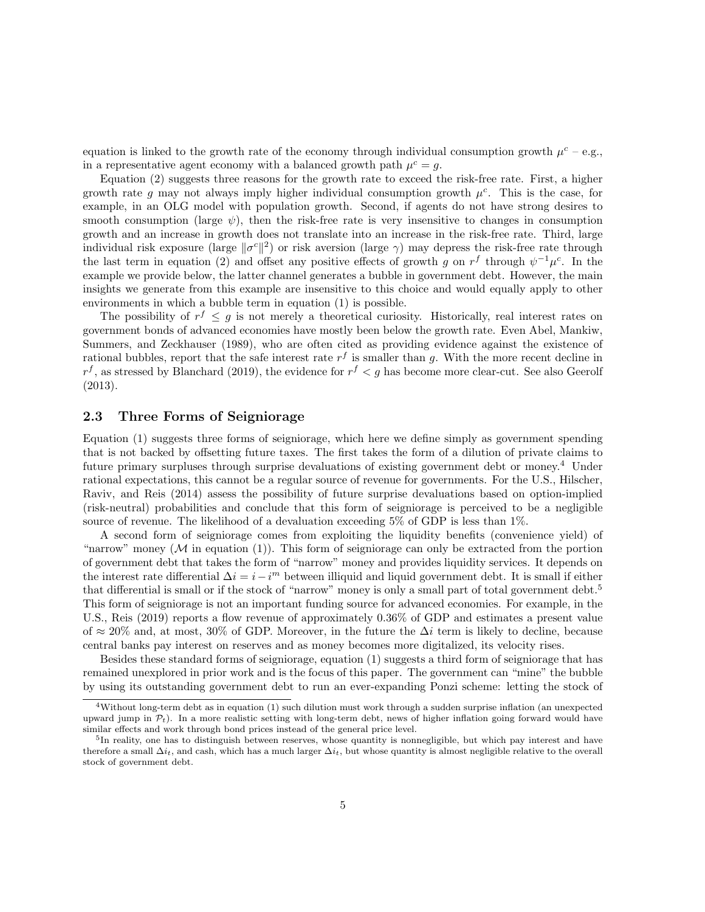equation is linked to the growth rate of the economy through individual consumption growth $\mu^c$ – e.g., in a representative agent economy with a balanced growth path $\mu^c = g$.

Equation (2) suggests three reasons for the growth rate to exceed the risk-free rate. First, a higher growth rate $g$ may not always imply higher individual consumption growth $\mu^c$. This is the case, for example, in an OLG model with population growth. Second, if agents do not have strong desires to smooth consumption (large $\psi$), then the risk-free rate is very insensitive to changes in consumption growth and an increase in growth does not translate into an increase in the risk-free rate. Third, large individual risk exposure (large $\|\sigma^c\|^2$) or risk aversion (large $\gamma$) may depress the risk-free rate through the last term in equation (2) and offset any positive effects of growth $g$ on $r^f$ through $\psi^{-1}\mu^c$. In the example we provide below, the latter channel generates a bubble in government debt. However, the main insights we generate from this example are insensitive to this choice and would equally apply to other environments in which a bubble term in equation (1) is possible.

The possibility of $r^f \leq g$ is not merely a theoretical curiosity. Historically, real interest rates on government bonds of advanced economies have mostly been below the growth rate. Even Abel, Mankiw, Summers, and Zeckhauser (1989), who are often cited as providing evidence against the existence of rational bubbles, report that the safe interest rate $r^f$ is smaller than $g$. With the more recent decline in $r^f$, as stressed by Blanchard (2019), the evidence for $r^f < g$ has become more clear-cut. See also Geerolf (2013).

## 2.3 Three Forms of Seigniorage

Equation (1) suggests three forms of seigniorage, which here we define simply as government spending that is not backed by offsetting future taxes. The first takes the form of a dilution of private claims to future primary surpluses through surprise devaluations of existing government debt or money.[4] Under rational expectations, this cannot be a regular source of revenue for governments. For the U.S., Hilscher, Raviv, and Reis (2014) assess the possibility of future surprise devaluations based on option-implied (risk-neutral) probabilities and conclude that this form of seigniorage is perceived to be a negligible source of revenue. The likelihood of a devaluation exceeding 5% of GDP is less than 1%.

A second form of seigniorage comes from exploiting the liquidity benefits (convenience yield) of "narrow" money ($\mathcal{M}$ in equation (1)). This form of seigniorage can only be extracted from the portion of government debt that takes the form of "narrow" money and provides liquidity services. It depends on the interest rate differential $\Delta i = i - i^m$ between illiquid and liquid government debt. It is small if either that differential is small or if the stock of "narrow" money is only a small part of total government debt.[5] This form of seigniorage is not an important funding source for advanced economies. For example, in the U.S., Reis (2019) reports a flow revenue of approximately 0.36% of GDP and estimates a present value of $\approx 20\%$ and, at most, 30% of GDP. Moreover, in the future the $\Delta i$ term is likely to decline, because central banks pay interest on reserves and as money becomes more digitalized, its velocity rises.

Besides these standard forms of seigniorage, equation (1) suggests a third form of seigniorage that has remained unexplored in prior work and is the focus of this paper. The government can "mine" the bubble by using its outstanding government debt to run an ever-expanding Ponzi scheme: letting the stock of

---

[4] Without long-term debt as in equation (1) such dilution must work through a sudden surprise inflation (an unexpected upward jump in $\mathcal{P}_t$). In a more realistic setting with long-term debt, news of higher inflation going forward would have similar effects and work through bond prices instead of the general price level.

[5] In reality, one has to distinguish between reserves, whose quantity is nonnegligible, but which pay interest and have therefore a small $\Delta i_t$, and cash, which has a much larger $\Delta i_t$, but whose quantity is almost negligible relative to the overall stock of government debt.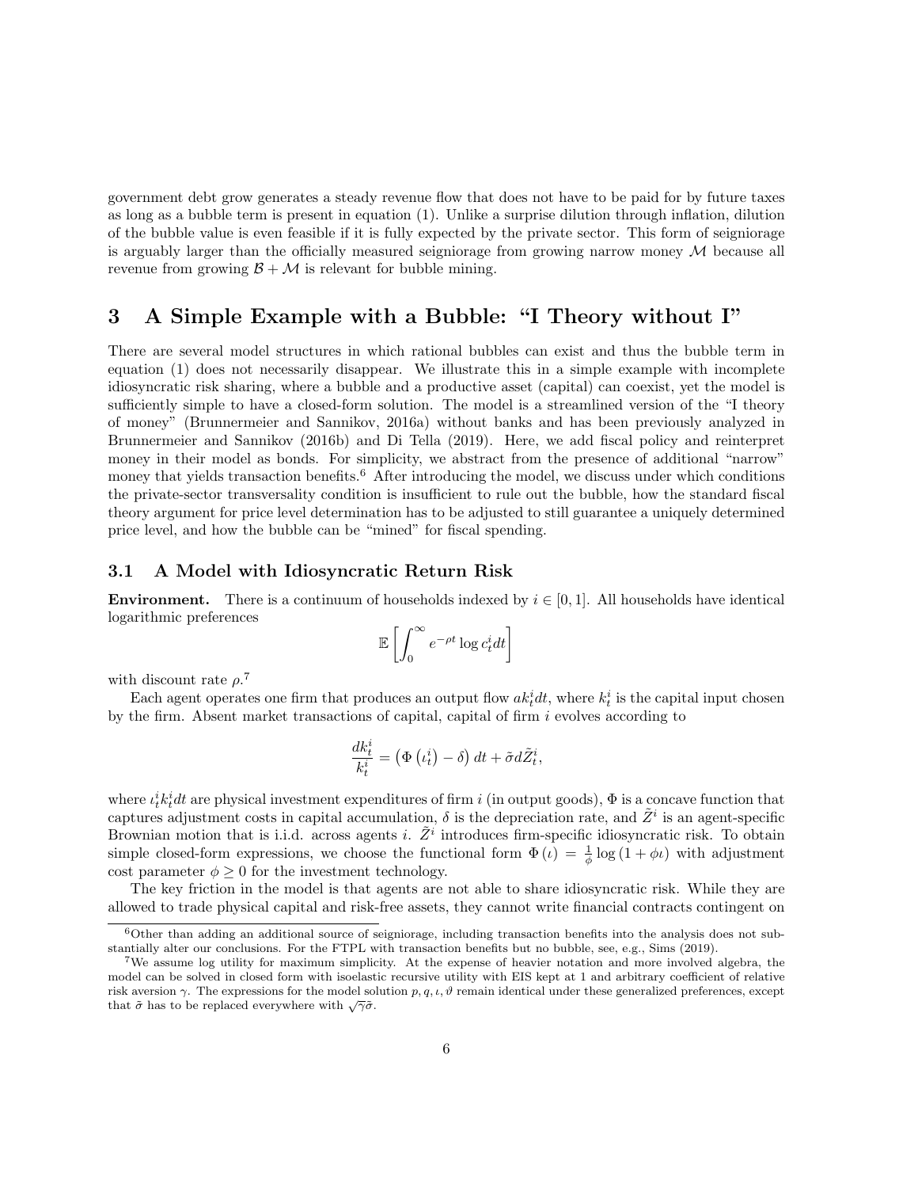government debt grow generates a steady revenue flow that does not have to be paid for by future taxes as long as a bubble term is present in equation (1). Unlike a surprise dilution through inflation, dilution of the bubble value is even feasible if it is fully expected by the private sector. This form of seigniorage is arguably larger than the officially measured seigniorage from growing narrow money $\mathcal{M}$ because all revenue from growing $\mathcal{B} + \mathcal{M}$ is relevant for bubble mining.

## 3 A Simple Example with a Bubble: "I Theory without I"

There are several model structures in which rational bubbles can exist and thus the bubble term in equation (1) does not necessarily disappear. We illustrate this in a simple example with incomplete idiosyncratic risk sharing, where a bubble and a productive asset (capital) can coexist, yet the model is sufficiently simple to have a closed-form solution. The model is a streamlined version of the "I theory of money" (Brunnermeier and Sannikov, 2016a) without banks and has been previously analyzed in Brunnermeier and Sannikov (2016b) and Di Tella (2019). Here, we add fiscal policy and reinterpret money in their model as bonds. For simplicity, we abstract from the presence of additional "narrow" money that yields transaction benefits.[6] After introducing the model, we discuss under which conditions the private-sector transversality condition is insufficient to rule out the bubble, how the standard fiscal theory argument for price level determination has to be adjusted to still guarantee a uniquely determined price level, and how the bubble can be "mined" for fiscal spending.

### 3.1 A Model with Idiosyncratic Return Risk

**Environment.** There is a continuum of households indexed by $i \in [0, 1]$. All households have identical logarithmic preferences

$$\mathbb{E}\left[\int_0^\infty e^{-\rho t} \log c_t^i dt\right]$$

with discount rate $\rho$.[7]

Each agent operates one firm that produces an output flow $ak_t^i dt$, where $k_t^i$ is the capital input chosen by the firm. Absent market transactions of capital, capital of firm $i$ evolves according to

$$\frac{dk_t^i}{k_t^i} = \left(\Phi\left(\iota_t^i\right) - \delta\right) dt + \tilde{\sigma} d\tilde{Z}_t^i,$$

where $\iota_t^i k_t^i dt$ are physical investment expenditures of firm $i$ (in output goods), $\Phi$ is a concave function that captures adjustment costs in capital accumulation, $\delta$ is the depreciation rate, and $\tilde{Z}^i$ is an agent-specific Brownian motion that is i.i.d. across agents $i$. $\tilde{Z}^i$ introduces firm-specific idiosyncratic risk. To obtain simple closed-form expressions, we choose the functional form $\Phi(\iota) = \frac{1}{\phi} \log(1 + \phi\iota)$ with adjustment cost parameter $\phi \geq 0$ for the investment technology.

The key friction in the model is that agents are not able to share idiosyncratic risk. While they are allowed to trade physical capital and risk-free assets, they cannot write financial contracts contingent on

[6] Other than adding an additional source of seigniorage, including transaction benefits into the analysis does not substantially alter our conclusions. For the FTPL with transaction benefits but no bubble, see, e.g., Sims (2019).

[7] We assume log utility for maximum simplicity. At the expense of heavier notation and more involved algebra, the model can be solved in closed form with isoelastic recursive utility with EIS kept at 1 and arbitrary coefficient of relative risk aversion $\gamma$. The expressions for the model solution $p, q, \iota, \vartheta$ remain identical under these generalized preferences, except that $\tilde{\sigma}$ has to be replaced everywhere with $\sqrt{\gamma}\tilde{\sigma}$.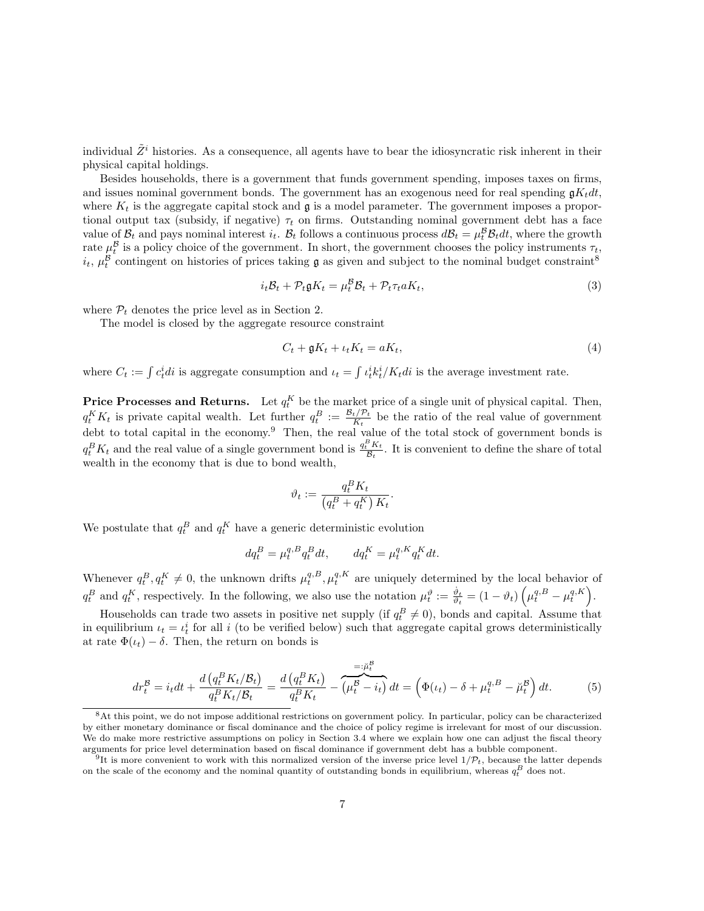individual $\tilde{Z}^i$ histories. As a consequence, all agents have to bear the idiosyncratic risk inherent in their physical capital holdings.

Besides households, there is a government that funds government spending, imposes taxes on firms, and issues nominal government bonds. The government has an exogenous need for real spending $\mathfrak{g}K_t dt$, where $K_t$ is the aggregate capital stock and $\mathfrak{g}$ is a model parameter. The government imposes a proportional output tax (subsidy, if negative) $\tau_t$ on firms. Outstanding nominal government debt has a face value of $\mathcal{B}_t$ and pays nominal interest $i_t$. $\mathcal{B}_t$ follows a continuous process $d\mathcal{B}_t = \mu_t^{\mathcal{B}} \mathcal{B}_t dt$, where the growth rate $\mu_t^{\mathcal{B}}$ is a policy choice of the government. In short, the government chooses the policy instruments $\tau_t$, $i_t$, $\mu_t^{\mathcal{B}}$ contingent on histories of prices taking $\mathfrak{g}$ as given and subject to the nominal budget constraint[8]

$$i_t \mathcal{B}_t + \mathcal{P}_t \mathfrak{g} K_t = \mu_t^{\mathcal{B}} \mathcal{B}_t + \mathcal{P}_t \tau_t a K_t, \tag{3}$$

where $\mathcal{P}_t$ denotes the price level as in Section 2.

The model is closed by the aggregate resource constraint

$$C_t + \mathfrak{g} K_t + \iota_t K_t = a K_t, \tag{4}$$

where $C_t := \int c_t^i di$ is aggregate consumption and $\iota_t = \int \iota_t^i k_t^i / K_t di$ is the average investment rate.

**Price Processes and Returns.** Let $q_t^K$ be the market price of a single unit of physical capital. Then, $q_t^K K_t$ is private capital wealth. Let further $q_t^B := \frac{\mathcal{B}_t/\mathcal{P}_t}{K_t}$ be the ratio of the real value of government debt to total capital in the economy.[9] Then, the real value of the total stock of government bonds is $q_t^B K_t$ and the real value of a single government bond is $\frac{q_t^B K_t}{\mathcal{B}_t}$. It is convenient to define the share of total wealth in the economy that is due to bond wealth,

$$\vartheta_t := \frac{q_t^B K_t}{\left(q_t^B + q_t^K\right) K_t}.$$

We postulate that $q_t^B$ and $q_t^K$ have a generic deterministic evolution

$$dq_t^B = \mu_t^{q,B} q_t^B dt, \qquad dq_t^K = \mu_t^{q,K} q_t^K dt.$$

Whenever $q_t^B, q_t^K \neq 0$, the unknown drifts $\mu_t^{q,B}, \mu_t^{q,K}$ are uniquely determined by the local behavior of $q_t^B$ and $q_t^K$, respectively. In the following, we also use the notation $\mu_t^{\vartheta} := \frac{\dot{\vartheta}_t}{\vartheta_t} = (1 - \vartheta_t)\left(\mu_t^{q,B} - \mu_t^{q,K}\right)$.

Households can trade two assets in positive net supply (if $q_t^B \neq 0$), bonds and capital. Assume that in equilibrium $\iota_t = \iota_t^i$ for all $i$ (to be verified below) such that aggregate capital grows deterministically at rate $\Phi(\iota_t) - \delta$. Then, the return on bonds is

$$dr_t^{\mathcal{B}} = i_t dt + \frac{d\left(q_t^B K_t / \mathcal{B}_t\right)}{q_t^B K_t / \mathcal{B}_t} = \frac{d\left(q_t^B K_t\right)}{q_t^B K_t} - \overbrace{\left(\mu_t^{\mathcal{B}} - i_t\right)}^{=:\breve{\mu}_t^{\mathcal{B}}} dt = \left(\Phi(\iota_t) - \delta + \mu_t^{q,B} - \breve{\mu}_t^{\mathcal{B}}\right) dt. \tag{5}$$

---

[8] At this point, we do not impose additional restrictions on government policy. In particular, policy can be characterized by either monetary dominance or fiscal dominance and the choice of policy regime is irrelevant for most of our discussion. We do make more restrictive assumptions on policy in Section 3.4 where we explain how one can adjust the fiscal theory arguments for price level determination based on fiscal dominance if government debt has a bubble component.

[9] It is more convenient to work with this normalized version of the inverse price level $1/\mathcal{P}_t$, because the latter depends on the scale of the economy and the nominal quantity of outstanding bonds in equilibrium, whereas $q_t^B$ does not.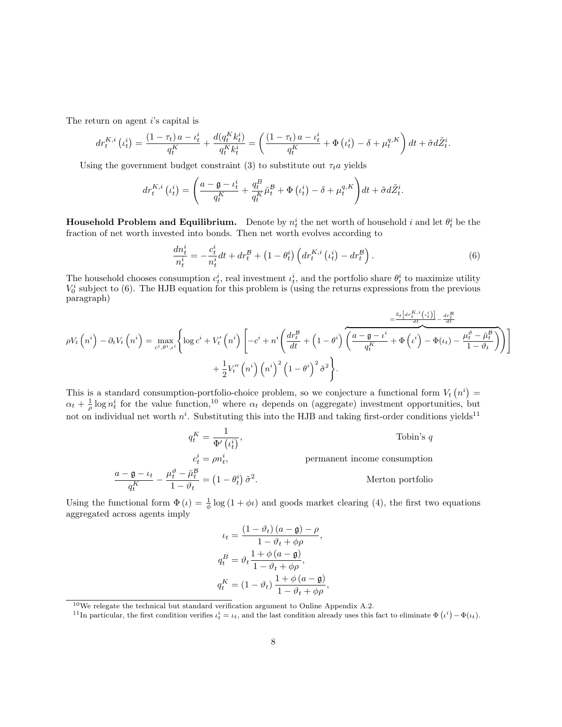The return on agent $i$'s capital is

$$dr_t^{K,i}\left(\iota_t^i\right) = \frac{\left(1-\tau_t\right)a - \iota_t^i}{q_t^K} + \frac{d(q_t^K k_t^i)}{q_t^K k_t^i} = \left(\frac{\left(1-\tau_t\right)a - \iota_t^i}{q_t^K} + \Phi\left(\iota_t^i\right) - \delta + \mu_t^{q,K}\right)dt + \tilde{\sigma} d\tilde{Z}_t^i.$$

Using the government budget constraint (3) to substitute out $\tau_t a$ yields

$$dr_t^{K,i}\left(\iota_t^i\right) = \left(\frac{a - \mathfrak{g} - \iota_t^i}{q_t^K} + \frac{q_t^B}{q_t^K}\breve{\mu}_t^{\mathcal{B}} + \Phi\left(\iota_t^i\right) - \delta + \mu_t^{q,K}\right)dt + \tilde{\sigma} d\tilde{Z}_t^i.$$

**Household Problem and Equilibrium.** Denote by $n_t^i$ the net worth of household $i$ and let $\theta_t^i$ be the fraction of net worth invested into bonds. Then net worth evolves according to

$$\frac{dn_t^i}{n_t^i} = -\frac{c_t^i}{n_t^i}dt + dr_t^{\mathcal{B}} + \left(1-\theta_t^i\right)\left(dr_t^{K,i}\left(\iota_t^i\right) - dr_t^{\mathcal{B}}\right). \tag{6}$$

The household chooses consumption $c_t^i$, real investment $\iota_t^i$, and the portfolio share $\theta_t^i$ to maximize utility $V_0^i$ subject to (6). The HJB equation for this problem is (using the returns expressions from the previous paragraph)

$$\rho V_t\left(n^i\right) - \partial_t V_t\left(n^i\right) = \max_{c^i,\theta^i,\iota^i}\Bigg\{\log c^i + V_t'\left(n^i\right)\Bigg[-c^i + n^i\Bigg(\frac{dr_t^{\mathcal{B}}}{dt} + \left(1-\theta^i\right)\overbrace{\left(\frac{a-\mathfrak{g}-\iota^i}{q_t^K} + \Phi\left(\iota^i\right) - \Phi(\iota_t) - \frac{\mu_t^{\vartheta} - \breve{\mu}_t^{\mathcal{B}}}{1-\vartheta_t}\right)}^{=\frac{\mathbb{E}_t\left[dr_t^{K,i}\left(\iota_t^i\right)\right]}{dt} - \frac{dr_t^{\mathcal{B}}}{dt}}\Bigg)\Bigg] + \frac{1}{2}V_t''\left(n^i\right)\left(n^i\right)^2\left(1-\theta^i\right)^2\tilde{\sigma}^2\Bigg\}.$$

This is a standard consumption-portfolio-choice problem, so we conjecture a functional form $V_t\left(n^i\right) = \alpha_t + \frac{1}{\rho}\log n_t^i$ for the value function,[10] where $\alpha_t$ depends on (aggregate) investment opportunities, but not on individual net worth $n^i$. Substituting this into the HJB and taking first-order conditions yields[11]

$$q_t^K = \frac{1}{\Phi'\left(\iota_t^i\right)}, \qquad \text{Tobin's } q$$

$$c_t^i = \rho n_t^i, \qquad \text{permanent income consumption}$$

$$\frac{a-\mathfrak{g}-\iota_t}{q_t^K} - \frac{\mu_t^{\vartheta} - \breve{\mu}_t^{\mathcal{B}}}{1-\vartheta_t} = \left(1-\theta_t^i\right)\tilde{\sigma}^2. \qquad \text{Merton portfolio}$$

Using the functional form $\Phi(\iota) = \frac{1}{\phi}\log(1+\phi\iota)$ and goods market clearing (4), the first two equations aggregated across agents imply

$$\iota_t = \frac{\left(1-\vartheta_t\right)\left(a-\mathfrak{g}\right) - \rho}{1-\vartheta_t+\phi\rho},$$

$$q_t^B = \vartheta_t\frac{1+\phi\left(a-\mathfrak{g}\right)}{1-\vartheta_t+\phi\rho},$$

$$q_t^K = \left(1-\vartheta_t\right)\frac{1+\phi\left(a-\mathfrak{g}\right)}{1-\vartheta_t+\phi\rho},$$

[10] We relegate the technical but standard verification argument to Online Appendix A.2.

[11] In particular, the first condition verifies $\iota_t^i = \iota_t$, and the last condition already uses this fact to eliminate $\Phi\left(\iota^i\right) - \Phi(\iota_t)$.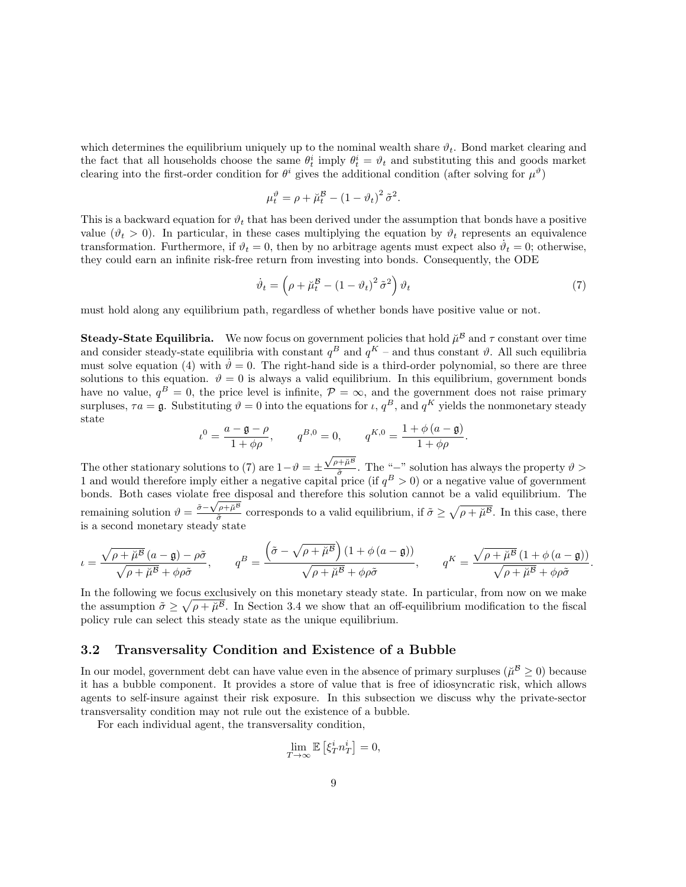which determines the equilibrium uniquely up to the nominal wealth share $\vartheta_t$. Bond market clearing and the fact that all households choose the same $\theta_t^i$ imply $\theta_t^i = \vartheta_t$ and substituting this and goods market clearing into the first-order condition for $\theta^i$ gives the additional condition (after solving for $\mu^\vartheta$)

$$\mu_t^\vartheta = \rho + \breve{\mu}_t^{\mathcal{B}} - (1-\vartheta_t)^2 \tilde{\sigma}^2.$$

This is a backward equation for $\vartheta_t$ that has been derived under the assumption that bonds have a positive value ($\vartheta_t > 0$). In particular, in these cases multiplying the equation by $\vartheta_t$ represents an equivalence transformation. Furthermore, if $\vartheta_t = 0$, then by no arbitrage agents must expect also $\dot{\vartheta}_t = 0$; otherwise, they could earn an infinite risk-free return from investing into bonds. Consequently, the ODE

$$\dot{\vartheta}_t = \left(\rho + \breve{\mu}_t^{\mathcal{B}} - (1-\vartheta_t)^2 \tilde{\sigma}^2\right) \vartheta_t \tag{7}$$

must hold along any equilibrium path, regardless of whether bonds have positive value or not.

**Steady-State Equilibria.** We now focus on government policies that hold $\breve{\mu}^{\mathcal{B}}$ and $\tau$ constant over time and consider steady-state equilibria with constant $q^B$ and $q^K$ – and thus constant $\vartheta$. All such equilibria must solve equation (4) with $\dot{\vartheta} = 0$. The right-hand side is a third-order polynomial, so there are three solutions to this equation. $\vartheta = 0$ is always a valid equilibrium. In this equilibrium, government bonds have no value, $q^B = 0$, the price level is infinite, $\mathcal{P} = \infty$, and the government does not raise primary surpluses, $\tau a = \mathfrak{g}$. Substituting $\vartheta = 0$ into the equations for $\iota$, $q^B$, and $q^K$ yields the nonmonetary steady state

$$\iota^0 = \frac{a - \mathfrak{g} - \rho}{1 + \phi\rho}, \qquad q^{B,0} = 0, \qquad q^{K,0} = \frac{1 + \phi\,(a - \mathfrak{g})}{1 + \phi\rho}.$$

The other stationary solutions to (7) are $1 - \vartheta = \pm\frac{\sqrt{\rho + \breve{\mu}^{\mathcal{B}}}}{\tilde{\sigma}}$. The "$-$" solution has always the property $\vartheta > 1$ and would therefore imply either a negative capital price (if $q^B > 0$) or a negative value of government bonds. Both cases violate free disposal and therefore this solution cannot be a valid equilibrium. The remaining solution $\vartheta = \frac{\tilde{\sigma} - \sqrt{\rho + \breve{\mu}^{\mathcal{B}}}}{\tilde{\sigma}}$ corresponds to a valid equilibrium, if $\tilde{\sigma} \geq \sqrt{\rho + \breve{\mu}^{\mathcal{B}}}$. In this case, there is a second monetary steady state

$$\iota = \frac{\sqrt{\rho + \breve{\mu}^{\mathcal{B}}}\,(a - \mathfrak{g}) - \rho\tilde{\sigma}}{\sqrt{\rho + \breve{\mu}^{\mathcal{B}}} + \phi\rho\tilde{\sigma}}, \qquad q^B = \frac{\left(\tilde{\sigma} - \sqrt{\rho + \breve{\mu}^{\mathcal{B}}}\right)(1 + \phi\,(a - \mathfrak{g}))}{\sqrt{\rho + \breve{\mu}^{\mathcal{B}}} + \phi\rho\tilde{\sigma}}, \qquad q^K = \frac{\sqrt{\rho + \breve{\mu}^{\mathcal{B}}}\,(1 + \phi\,(a - \mathfrak{g}))}{\sqrt{\rho + \breve{\mu}^{\mathcal{B}}} + \phi\rho\tilde{\sigma}}.$$

In the following we focus exclusively on this monetary steady state. In particular, from now on we make the assumption $\tilde{\sigma} \geq \sqrt{\rho + \breve{\mu}^{\mathcal{B}}}$. In Section 3.4 we show that an off-equilibrium modification to the fiscal policy rule can select this steady state as the unique equilibrium.

## 3.2 Transversality Condition and Existence of a Bubble

In our model, government debt can have value even in the absence of primary surpluses ($\breve{\mu}^{\mathcal{B}} \geq 0$) because it has a bubble component. It provides a store of value that is free of idiosyncratic risk, which allows agents to self-insure against their risk exposure. In this subsection we discuss why the private-sector transversality condition may not rule out the existence of a bubble.

For each individual agent, the transversality condition,

$$\lim_{T\to\infty} \mathbb{E}\left[\xi_T^i n_T^i\right] = 0,$$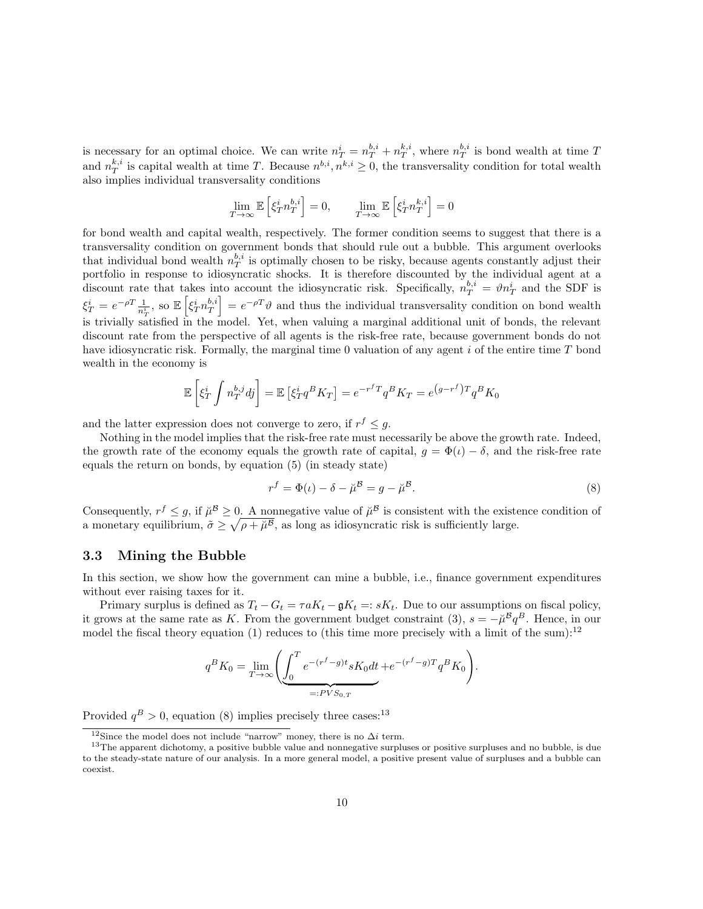is necessary for an optimal choice. We can write $n_T^i = n_T^{b,i} + n_T^{k,i}$, where $n_T^{b,i}$ is bond wealth at time $T$ and $n_T^{k,i}$ is capital wealth at time $T$. Because $n^{b,i}, n^{k,i} \geq 0$, the transversality condition for total wealth also implies individual transversality conditions

$$\lim_{T\to\infty} \mathbb{E}\left[\xi_T^i n_T^{b,i}\right] = 0, \qquad \lim_{T\to\infty} \mathbb{E}\left[\xi_T^i n_T^{k,i}\right] = 0$$

for bond wealth and capital wealth, respectively. The former condition seems to suggest that there is a transversality condition on government bonds that should rule out a bubble. This argument overlooks that individual bond wealth $n_T^{b,i}$ is optimally chosen to be risky, because agents constantly adjust their portfolio in response to idiosyncratic shocks. It is therefore discounted by the individual agent at a discount rate that takes into account the idiosyncratic risk. Specifically, $n_T^{b,i} = \vartheta n_T^i$ and the SDF is $\xi_T^i = e^{-\rho T}\frac{1}{n_T^i}$, so $\mathbb{E}\left[\xi_T^i n_T^{b,i}\right] = e^{-\rho T}\vartheta$ and thus the individual transversality condition on bond wealth is trivially satisfied in the model. Yet, when valuing a marginal additional unit of bonds, the relevant discount rate from the perspective of all agents is the risk-free rate, because government bonds do not have idiosyncratic risk. Formally, the marginal time 0 valuation of any agent $i$ of the entire time $T$ bond wealth in the economy is

$$\mathbb{E}\left[\xi_T^i \int n_T^{b,j} dj\right] = \mathbb{E}\left[\xi_T^i q^B K_T\right] = e^{-r^f T} q^B K_T = e^{(g-r^f)T} q^B K_0$$

and the latter expression does not converge to zero, if $r^f \leq g$.

Nothing in the model implies that the risk-free rate must necessarily be above the growth rate. Indeed, the growth rate of the economy equals the growth rate of capital, $g = \Phi(\iota) - \delta$, and the risk-free rate equals the return on bonds, by equation (5) (in steady state)

$$r^f = \Phi(\iota) - \delta - \breve{\mu}^{\mathcal{B}} = g - \breve{\mu}^{\mathcal{B}}. \tag{8}$$

Consequently, $r^f \leq g$, if $\breve{\mu}^{\mathcal{B}} \geq 0$. A nonnegative value of $\breve{\mu}^{\mathcal{B}}$ is consistent with the existence condition of a monetary equilibrium, $\tilde{\sigma} \geq \sqrt{\rho + \breve{\mu}^{\mathcal{B}}}$, as long as idiosyncratic risk is sufficiently large.

### 3.3 Mining the Bubble

In this section, we show how the government can mine a bubble, i.e., finance government expenditures without ever raising taxes for it.

Primary surplus is defined as $T_t - G_t = \tau a K_t - \mathfrak{g} K_t =: s K_t$. Due to our assumptions on fiscal policy, it grows at the same rate as $K$. From the government budget constraint (3), $s = -\breve{\mu}^{\mathcal{B}} q^B$. Hence, in our model the fiscal theory equation (1) reduces to (this time more precisely with a limit of the sum):[12]

$$q^B K_0 = \lim_{T\to\infty}\left(\underbrace{\int_0^T e^{-(r^f-g)t} s K_0 dt}_{=:PVS_{0,T}} + e^{-(r^f-g)T} q^B K_0\right).$$

Provided $q^B > 0$, equation (8) implies precisely three cases:[13]

---

[12] Since the model does not include "narrow" money, there is no $\Delta i$ term.

[13] The apparent dichotomy, a positive bubble value and nonnegative surpluses or positive surpluses and no bubble, is due to the steady-state nature of our analysis. In a more general model, a positive present value of surpluses and a bubble can coexist.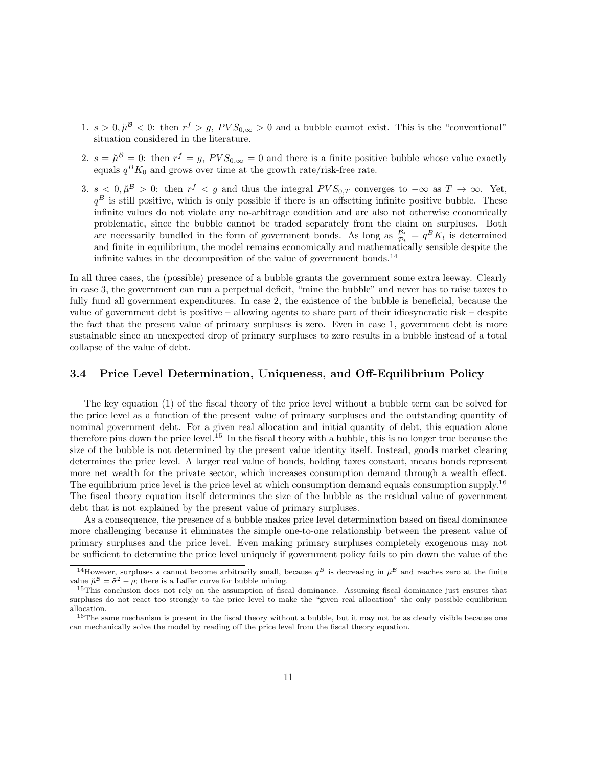1. $s > 0, \breve{\mu}^{\mathcal{B}} < 0$: then $r^f > g$, $PVS_{0,\infty} > 0$ and a bubble cannot exist. This is the "conventional" situation considered in the literature.
2. $s = \breve{\mu}^{\mathcal{B}} = 0$: then $r^f = g$, $PVS_{0,\infty} = 0$ and there is a finite positive bubble whose value exactly equals $q^B K_0$ and grows over time at the growth rate/risk-free rate.
3. $s < 0, \breve{\mu}^{\mathcal{B}} > 0$: then $r^f < g$ and thus the integral $PVS_{0,T}$ converges to $-\infty$ as $T \to \infty$. Yet, $q^B$ is still positive, which is only possible if there is an offsetting infinite positive bubble. These infinite values do not violate any no-arbitrage condition and are also not otherwise economically problematic, since the bubble cannot be traded separately from the claim on surpluses. Both are necessarily bundled in the form of government bonds. As long as $\frac{\mathcal{B}_t}{\mathcal{P}_t} = q^B K_t$ is determined and finite in equilibrium, the model remains economically and mathematically sensible despite the infinite values in the decomposition of the value of government bonds.[14]

In all three cases, the (possible) presence of a bubble grants the government some extra leeway. Clearly in case 3, the government can run a perpetual deficit, "mine the bubble" and never has to raise taxes to fully fund all government expenditures. In case 2, the existence of the bubble is beneficial, because the value of government debt is positive – allowing agents to share part of their idiosyncratic risk – despite the fact that the present value of primary surpluses is zero. Even in case 1, government debt is more sustainable since an unexpected drop of primary surpluses to zero results in a bubble instead of a total collapse of the value of debt.

### 3.4 Price Level Determination, Uniqueness, and Off-Equilibrium Policy

The key equation (1) of the fiscal theory of the price level without a bubble term can be solved for the price level as a function of the present value of primary surpluses and the outstanding quantity of nominal government debt. For a given real allocation and initial quantity of debt, this equation alone therefore pins down the price level.[15] In the fiscal theory with a bubble, this is no longer true because the size of the bubble is not determined by the present value identity itself. Instead, goods market clearing determines the price level. A larger real value of bonds, holding taxes constant, means bonds represent more net wealth for the private sector, which increases consumption demand through a wealth effect. The equilibrium price level is the price level at which consumption demand equals consumption supply.[16] The fiscal theory equation itself determines the size of the bubble as the residual value of government debt that is not explained by the present value of primary surpluses.

As a consequence, the presence of a bubble makes price level determination based on fiscal dominance more challenging because it eliminates the simple one-to-one relationship between the present value of primary surpluses and the price level. Even making primary surpluses completely exogenous may not be sufficient to determine the price level uniquely if government policy fails to pin down the value of the

[14] However, surpluses $s$ cannot become arbitrarily small, because $q^B$ is decreasing in $\breve{\mu}^{\mathcal{B}}$ and reaches zero at the finite value $\breve{\mu}^{\mathcal{B}} = \tilde{\sigma}^2 - \rho$; there is a Laffer curve for bubble mining.

[15] This conclusion does not rely on the assumption of fiscal dominance. Assuming fiscal dominance just ensures that surpluses do not react too strongly to the price level to make the "given real allocation" the only possible equilibrium allocation.

[16] The same mechanism is present in the fiscal theory without a bubble, but it may not be as clearly visible because one can mechanically solve the model by reading off the price level from the fiscal theory equation.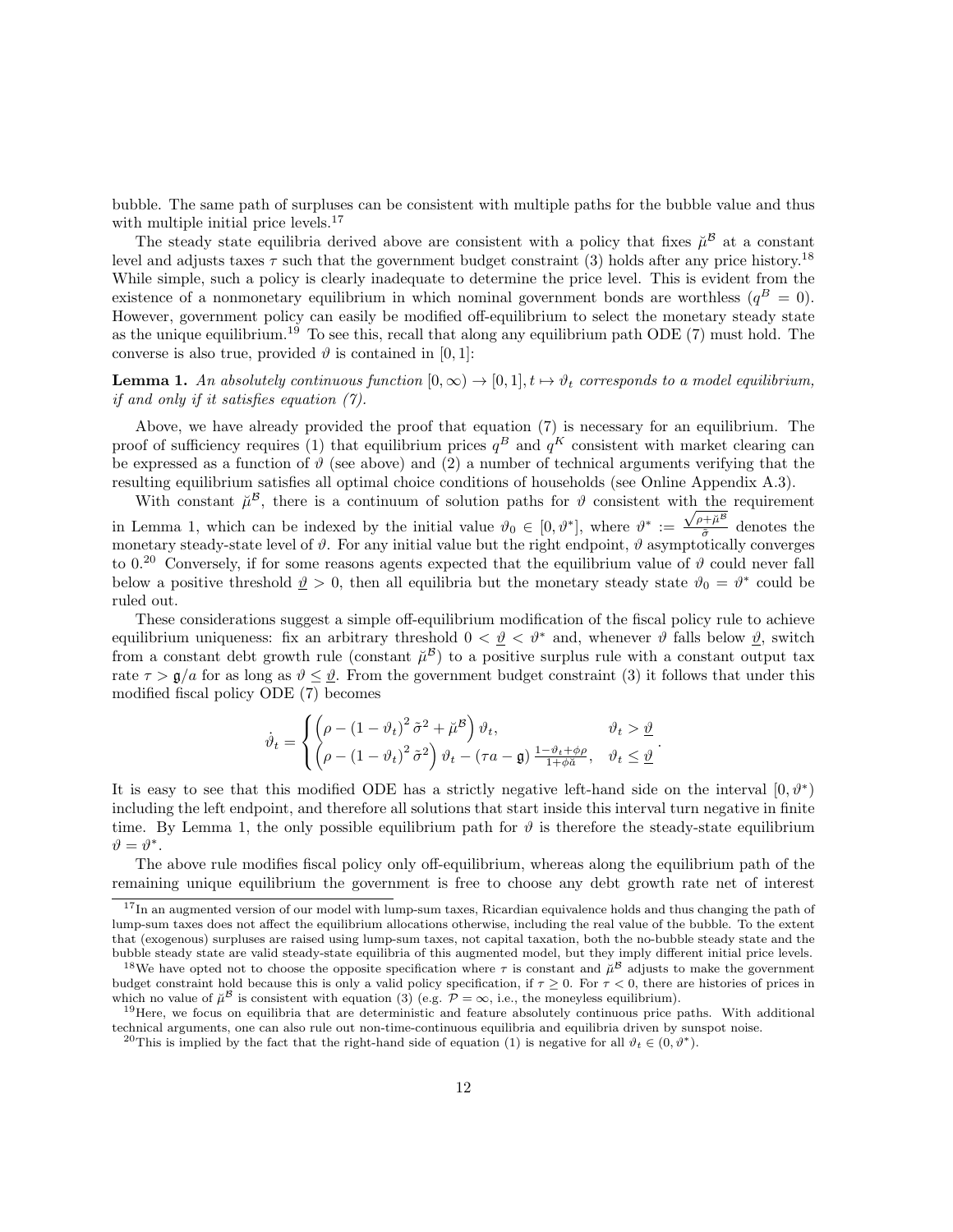bubble. The same path of surpluses can be consistent with multiple paths for the bubble value and thus with multiple initial price levels.[17]

The steady state equilibria derived above are consistent with a policy that fixes $\breve{\mu}^{\mathcal{B}}$ at a constant level and adjusts taxes $\tau$ such that the government budget constraint (3) holds after any price history.[18] While simple, such a policy is clearly inadequate to determine the price level. This is evident from the existence of a nonmonetary equilibrium in which nominal government bonds are worthless ($q^B = 0$). However, government policy can easily be modified off-equilibrium to select the monetary steady state as the unique equilibrium.[19] To see this, recall that along any equilibrium path ODE (7) must hold. The converse is also true, provided $\vartheta$ is contained in $[0, 1]$:

**Lemma 1.** *An absolutely continuous function $[0, \infty) \to [0, 1], t \mapsto \vartheta_t$ corresponds to a model equilibrium, if and only if it satisfies equation (7).*

Above, we have already provided the proof that equation (7) is necessary for an equilibrium. The proof of sufficiency requires (1) that equilibrium prices $q^B$ and $q^K$ consistent with market clearing can be expressed as a function of $\vartheta$ (see above) and (2) a number of technical arguments verifying that the resulting equilibrium satisfies all optimal choice conditions of households (see Online Appendix A.3).

With constant $\breve{\mu}^{\mathcal{B}}$, there is a continuum of solution paths for $\vartheta$ consistent with the requirement in Lemma 1, which can be indexed by the initial value $\vartheta_0 \in [0, \vartheta^*]$, where $\vartheta^* := \frac{\sqrt{\rho + \breve{\mu}^{\mathcal{B}}}}{\tilde{\sigma}}$ denotes the monetary steady-state level of $\vartheta$. For any initial value but the right endpoint, $\vartheta$ asymptotically converges to 0.[20] Conversely, if for some reasons agents expected that the equilibrium value of $\vartheta$ could never fall below a positive threshold $\underline{\vartheta} > 0$, then all equilibria but the monetary steady state $\vartheta_0 = \vartheta^*$ could be ruled out.

These considerations suggest a simple off-equilibrium modification of the fiscal policy rule to achieve equilibrium uniqueness: fix an arbitrary threshold $0 < \underline{\vartheta} < \vartheta^*$ and, whenever $\vartheta$ falls below $\underline{\vartheta}$, switch from a constant debt growth rule (constant $\breve{\mu}^{\mathcal{B}}$) to a positive surplus rule with a constant output tax rate $\tau > \mathfrak{g}/a$ for as long as $\vartheta \leq \underline{\vartheta}$. From the government budget constraint (3) it follows that under this modified fiscal policy ODE (7) becomes

$$
\dot{\vartheta}_t = \begin{cases} \left(\rho - (1 - \vartheta_t)^2 \tilde{\sigma}^2 + \breve{\mu}^{\mathcal{B}}\right) \vartheta_t, & \vartheta_t > \underline{\vartheta} \\ \left(\rho - (1 - \vartheta_t)^2 \tilde{\sigma}^2\right) \vartheta_t - (\tau a - \mathfrak{g}) \frac{1 - \vartheta_t + \phi \rho}{1 + \phi \tilde{a}}, & \vartheta_t \leq \underline{\vartheta} \end{cases}.
$$

It is easy to see that this modified ODE has a strictly negative left-hand side on the interval $[0, \vartheta^*)$ including the left endpoint, and therefore all solutions that start inside this interval turn negative in finite time. By Lemma 1, the only possible equilibrium path for $\vartheta$ is therefore the steady-state equilibrium $\vartheta = \vartheta^*$.

The above rule modifies fiscal policy only off-equilibrium, whereas along the equilibrium path of the remaining unique equilibrium the government is free to choose any debt growth rate net of interest

[17] In an augmented version of our model with lump-sum taxes, Ricardian equivalence holds and thus changing the path of lump-sum taxes does not affect the equilibrium allocations otherwise, including the real value of the bubble. To the extent that (exogenous) surpluses are raised using lump-sum taxes, not capital taxation, both the no-bubble steady state and the bubble steady state are valid steady-state equilibria of this augmented model, but they imply different initial price levels.

[18] We have opted not to choose the opposite specification where $\tau$ is constant and $\breve{\mu}^{\mathcal{B}}$ adjusts to make the government budget constraint hold because this is only a valid policy specification, if $\tau \geq 0$. For $\tau < 0$, there are histories of prices in which no value of $\breve{\mu}^{\mathcal{B}}$ is consistent with equation (3) (e.g. $\mathcal{P} = \infty$, i.e., the moneyless equilibrium).

[19] Here, we focus on equilibria that are deterministic and feature absolutely continuous price paths. With additional technical arguments, one can also rule out non-time-continuous equilibria and equilibria driven by sunspot noise.

[20] This is implied by the fact that the right-hand side of equation (1) is negative for all $\vartheta_t \in (0, \vartheta^*)$.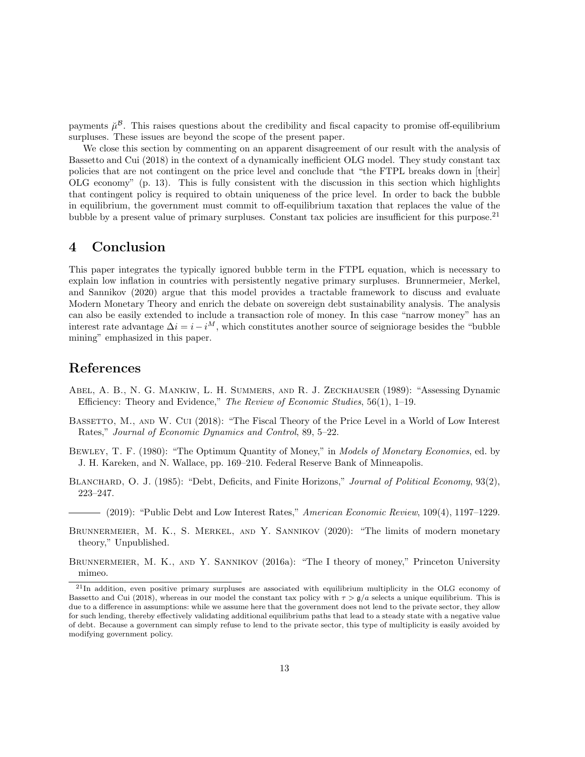payments $\breve{\mu}^{\mathcal{B}}$. This raises questions about the credibility and fiscal capacity to promise off-equilibrium surpluses. These issues are beyond the scope of the present paper.

We close this section by commenting on an apparent disagreement of our result with the analysis of Bassetto and Cui (2018) in the context of a dynamically inefficient OLG model. They study constant tax policies that are not contingent on the price level and conclude that "the FTPL breaks down in [their] OLG economy" (p. 13). This is fully consistent with the discussion in this section which highlights that contingent policy is required to obtain uniqueness of the price level. In order to back the bubble in equilibrium, the government must commit to off-equilibrium taxation that replaces the value of the bubble by a present value of primary surpluses. Constant tax policies are insufficient for this purpose.[21]

# 4 Conclusion

This paper integrates the typically ignored bubble term in the FTPL equation, which is necessary to explain low inflation in countries with persistently negative primary surpluses. Brunnermeier, Merkel, and Sannikov (2020) argue that this model provides a tractable framework to discuss and evaluate Modern Monetary Theory and enrich the debate on sovereign debt sustainability analysis. The analysis can also be easily extended to include a transaction role of money. In this case "narrow money" has an interest rate advantage $\Delta i = i - i^M$, which constitutes another source of seigniorage besides the "bubble mining" emphasized in this paper.

# References

Abel, A. B., N. G. Mankiw, L. H. Summers, and R. J. Zeckhauser (1989): "Assessing Dynamic Efficiency: Theory and Evidence," *The Review of Economic Studies*, 56(1), 1–19.

Bassetto, M., and W. Cui (2018): "The Fiscal Theory of the Price Level in a World of Low Interest Rates," *Journal of Economic Dynamics and Control*, 89, 5–22.

Bewley, T. F. (1980): "The Optimum Quantity of Money," in *Models of Monetary Economies*, ed. by J. H. Kareken, and N. Wallace, pp. 169–210. Federal Reserve Bank of Minneapolis.

Blanchard, O. J. (1985): "Debt, Deficits, and Finite Horizons," *Journal of Political Economy*, 93(2), 223–247.

——— (2019): "Public Debt and Low Interest Rates," *American Economic Review*, 109(4), 1197–1229.

Brunnermeier, M. K., S. Merkel, and Y. Sannikov (2020): "The limits of modern monetary theory," Unpublished.

Brunnermeier, M. K., and Y. Sannikov (2016a): "The I theory of money," Princeton University mimeo.

[21] In addition, even positive primary surpluses are associated with equilibrium multiplicity in the OLG economy of Bassetto and Cui (2018), whereas in our model the constant tax policy with $\tau > \mathfrak{g}/a$ selects a unique equilibrium. This is due to a difference in assumptions: while we assume here that the government does not lend to the private sector, they allow for such lending, thereby effectively validating additional equilibrium paths that lead to a steady state with a negative value of debt. Because a government can simply refuse to lend to the private sector, this type of multiplicity is easily avoided by modifying government policy.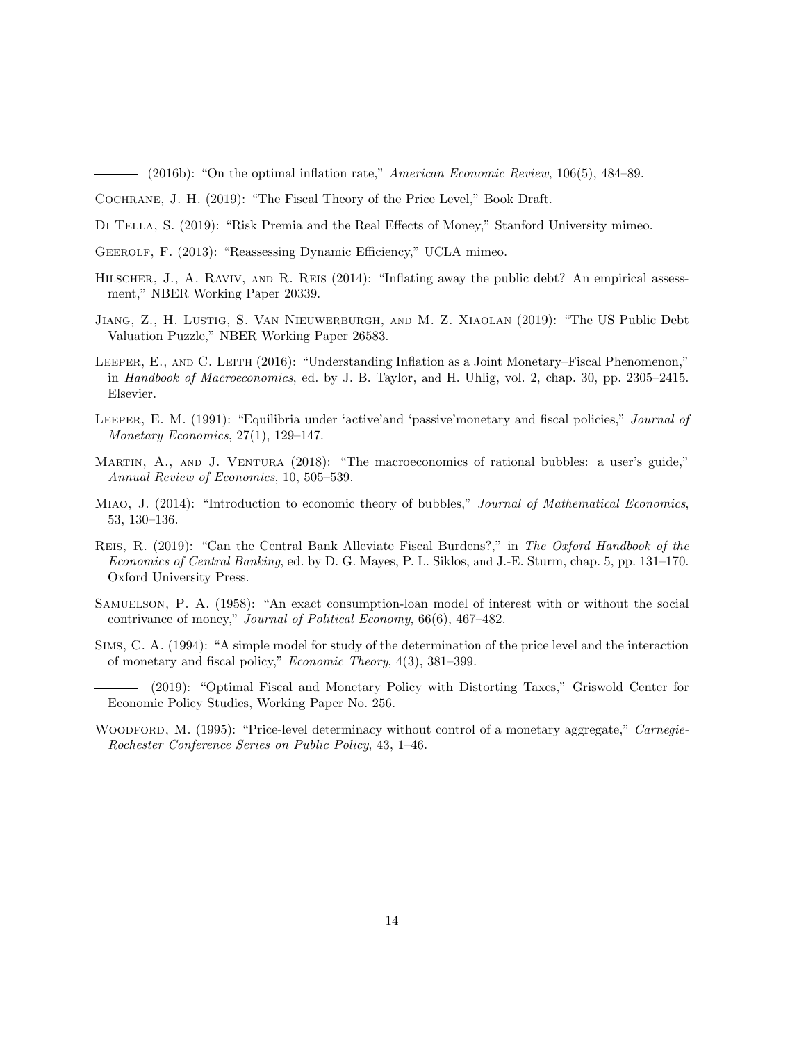——— (2016b): "On the optimal inflation rate," *American Economic Review*, 106(5), 484–89.

Cochrane, J. H. (2019): "The Fiscal Theory of the Price Level," Book Draft.

Di Tella, S. (2019): "Risk Premia and the Real Effects of Money," Stanford University mimeo.

Geerolf, F. (2013): "Reassessing Dynamic Efficiency," UCLA mimeo.

Hilscher, J., A. Raviv, and R. Reis (2014): "Inflating away the public debt? An empirical assessment," NBER Working Paper 20339.

Jiang, Z., H. Lustig, S. Van Nieuwerburgh, and M. Z. Xiaolan (2019): "The US Public Debt Valuation Puzzle," NBER Working Paper 26583.

Leeper, E., and C. Leith (2016): "Understanding Inflation as a Joint Monetary–Fiscal Phenomenon," in *Handbook of Macroeconomics*, ed. by J. B. Taylor, and H. Uhlig, vol. 2, chap. 30, pp. 2305–2415. Elsevier.

Leeper, E. M. (1991): "Equilibria under 'active'and 'passive'monetary and fiscal policies," *Journal of Monetary Economics*, 27(1), 129–147.

Martin, A., and J. Ventura (2018): "The macroeconomics of rational bubbles: a user's guide," *Annual Review of Economics*, 10, 505–539.

Miao, J. (2014): "Introduction to economic theory of bubbles," *Journal of Mathematical Economics*, 53, 130–136.

Reis, R. (2019): "Can the Central Bank Alleviate Fiscal Burdens?," in *The Oxford Handbook of the Economics of Central Banking*, ed. by D. G. Mayes, P. L. Siklos, and J.-E. Sturm, chap. 5, pp. 131–170. Oxford University Press.

Samuelson, P. A. (1958): "An exact consumption-loan model of interest with or without the social contrivance of money," *Journal of Political Economy*, 66(6), 467–482.

Sims, C. A. (1994): "A simple model for study of the determination of the price level and the interaction of monetary and fiscal policy," *Economic Theory*, 4(3), 381–399.

——— (2019): "Optimal Fiscal and Monetary Policy with Distorting Taxes," Griswold Center for Economic Policy Studies, Working Paper No. 256.

Woodford, M. (1995): "Price-level determinacy without control of a monetary aggregate," *Carnegie-Rochester Conference Series on Public Policy*, 43, 1–46.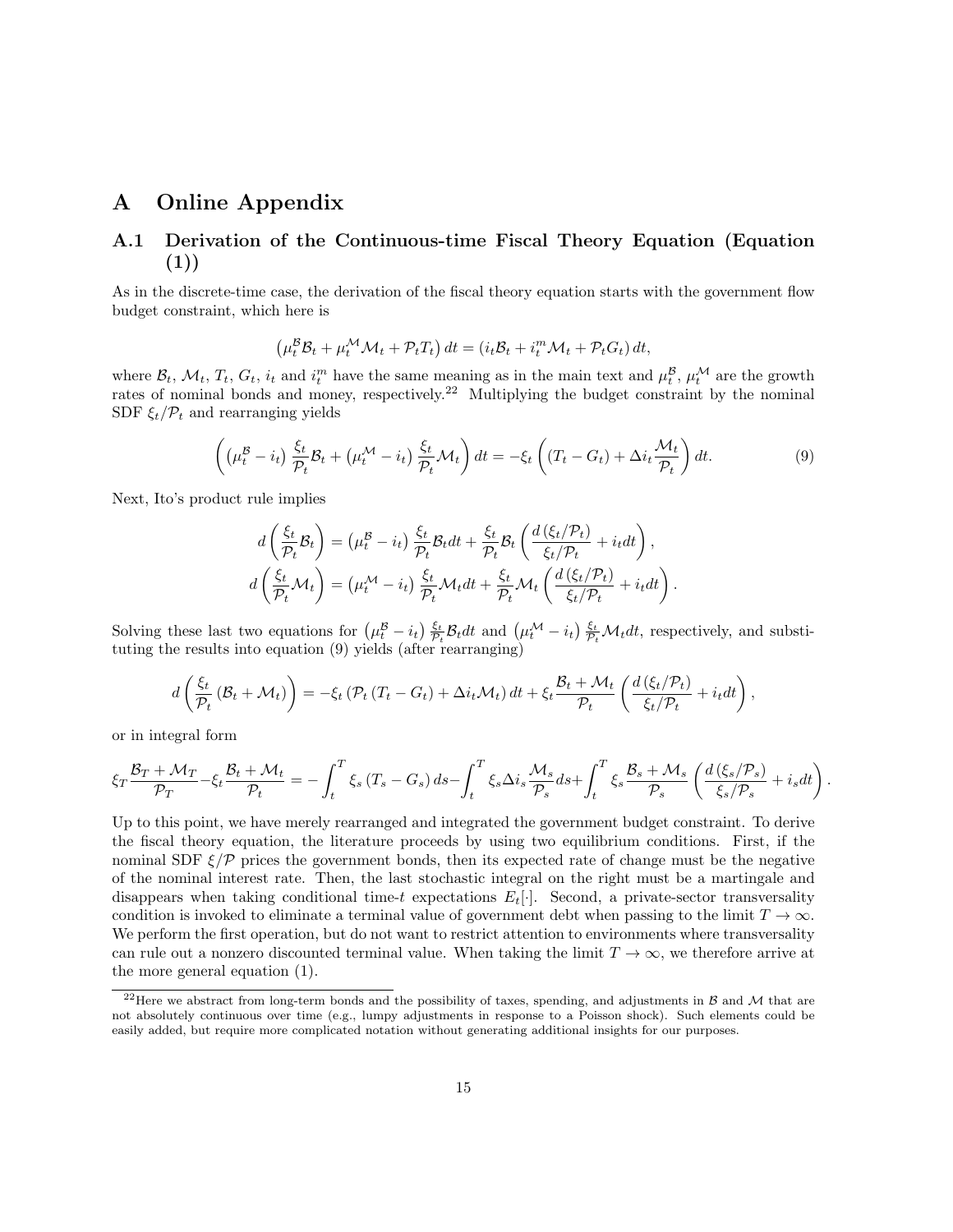# A Online Appendix

## A.1 Derivation of the Continuous-time Fiscal Theory Equation (Equation (1))

As in the discrete-time case, the derivation of the fiscal theory equation starts with the government flow budget constraint, which here is

$$\left(\mu_t^{\mathcal{B}}\mathcal{B}_t + \mu_t^{\mathcal{M}}\mathcal{M}_t + \mathcal{P}_t T_t\right) dt = \left(i_t \mathcal{B}_t + i_t^m \mathcal{M}_t + \mathcal{P}_t G_t\right) dt,$$

where $\mathcal{B}_t$, $\mathcal{M}_t$, $T_t$, $G_t$, $i_t$ and $i_t^m$ have the same meaning as in the main text and $\mu_t^{\mathcal{B}}$, $\mu_t^{\mathcal{M}}$ are the growth rates of nominal bonds and money, respectively.[22] Multiplying the budget constraint by the nominal SDF $\xi_t/\mathcal{P}_t$ and rearranging yields

$$\left(\left(\mu_t^{\mathcal{B}} - i_t\right)\frac{\xi_t}{\mathcal{P}_t}\mathcal{B}_t + \left(\mu_t^{\mathcal{M}} - i_t\right)\frac{\xi_t}{\mathcal{P}_t}\mathcal{M}_t\right) dt = -\xi_t\left(\left(T_t - G_t\right) + \Delta i_t \frac{\mathcal{M}_t}{\mathcal{P}_t}\right) dt. \tag{9}$$

Next, Ito's product rule implies

$$d\left(\frac{\xi_t}{\mathcal{P}_t}\mathcal{B}_t\right) = \left(\mu_t^{\mathcal{B}} - i_t\right)\frac{\xi_t}{\mathcal{P}_t}\mathcal{B}_t dt + \frac{\xi_t}{\mathcal{P}_t}\mathcal{B}_t\left(\frac{d\left(\xi_t/\mathcal{P}_t\right)}{\xi_t/\mathcal{P}_t} + i_t dt\right),$$

$$d\left(\frac{\xi_t}{\mathcal{P}_t}\mathcal{M}_t\right) = \left(\mu_t^{\mathcal{M}} - i_t\right)\frac{\xi_t}{\mathcal{P}_t}\mathcal{M}_t dt + \frac{\xi_t}{\mathcal{P}_t}\mathcal{M}_t\left(\frac{d\left(\xi_t/\mathcal{P}_t\right)}{\xi_t/\mathcal{P}_t} + i_t dt\right).$$

Solving these last two equations for $\left(\mu_t^{\mathcal{B}} - i_t\right)\frac{\xi_t}{\mathcal{P}_t}\mathcal{B}_t dt$ and $\left(\mu_t^{\mathcal{M}} - i_t\right)\frac{\xi_t}{\mathcal{P}_t}\mathcal{M}_t dt$, respectively, and substituting the results into equation (9) yields (after rearranging)

$$d\left(\frac{\xi_t}{\mathcal{P}_t}\left(\mathcal{B}_t + \mathcal{M}_t\right)\right) = -\xi_t\left(\mathcal{P}_t\left(T_t - G_t\right) + \Delta i_t \mathcal{M}_t\right) dt + \xi_t \frac{\mathcal{B}_t + \mathcal{M}_t}{\mathcal{P}_t}\left(\frac{d\left(\xi_t/\mathcal{P}_t\right)}{\xi_t/\mathcal{P}_t} + i_t dt\right),$$

or in integral form

$$\xi_T \frac{\mathcal{B}_T + \mathcal{M}_T}{\mathcal{P}_T} - \xi_t \frac{\mathcal{B}_t + \mathcal{M}_t}{\mathcal{P}_t} = -\int_t^T \xi_s\left(T_s - G_s\right) ds - \int_t^T \xi_s \Delta i_s \frac{\mathcal{M}_s}{\mathcal{P}_s} ds + \int_t^T \xi_s \frac{\mathcal{B}_s + \mathcal{M}_s}{\mathcal{P}_s}\left(\frac{d\left(\xi_s/\mathcal{P}_s\right)}{\xi_s/\mathcal{P}_s} + i_s dt\right).$$

Up to this point, we have merely rearranged and integrated the government budget constraint. To derive the fiscal theory equation, the literature proceeds by using two equilibrium conditions. First, if the nominal SDF $\xi/\mathcal{P}$ prices the government bonds, then its expected rate of change must be the negative of the nominal interest rate. Then, the last stochastic integral on the right must be a martingale and disappears when taking conditional time-$t$ expectations $E_t[\cdot]$. Second, a private-sector transversality condition is invoked to eliminate a terminal value of government debt when passing to the limit $T \to \infty$. We perform the first operation, but do not want to restrict attention to environments where transversality can rule out a nonzero discounted terminal value. When taking the limit $T \to \infty$, we therefore arrive at the more general equation (1).

[22] Here we abstract from long-term bonds and the possibility of taxes, spending, and adjustments in $\mathcal{B}$ and $\mathcal{M}$ that are not absolutely continuous over time (e.g., lumpy adjustments in response to a Poisson shock). Such elements could be easily added, but require more complicated notation without generating additional insights for our purposes.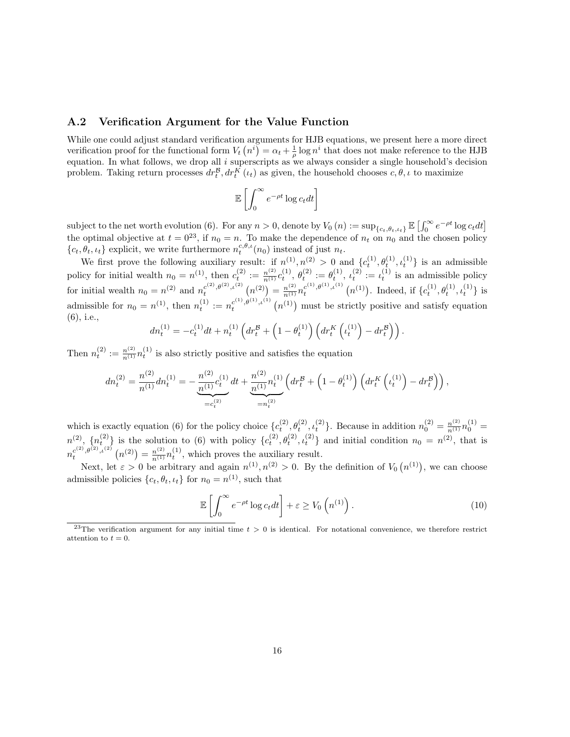## A.2 Verification Argument for the Value Function

While one could adjust standard verification arguments for HJB equations, we present here a more direct verification proof for the functional form $V_t\left(n^i\right) = \alpha_t + \frac{1}{\rho}\log n^i$ that does not make reference to the HJB equation. In what follows, we drop all $i$ superscripts as we always consider a single household's decision problem. Taking return processes $dr_t^{\mathcal{B}}, dr_t^K(\iota_t)$ as given, the household chooses $c, \theta, \iota$ to maximize

$$\mathbb{E}\left[\int_0^\infty e^{-\rho t}\log c_t dt\right]$$

subject to the net worth evolution (6). For any $n > 0$, denote by $V_0(n) := \sup_{\{c_t,\theta_t,\iota_t\}} \mathbb{E}\left[\int_0^\infty e^{-\rho t}\log c_t dt\right]$ the optimal objective at $t = 0$[23], if $n_0 = n$. To make the dependence of $n_t$ on $n_0$ and the chosen policy $\{c_t, \theta_t, \iota_t\}$ explicit, we write furthermore $n_t^{c,\theta,\iota}(n_0)$ instead of just $n_t$.

We first prove the following auxiliary result: if $n^{(1)}, n^{(2)} > 0$ and $\{c_t^{(1)}, \theta_t^{(1)}, \iota_t^{(1)}\}$ is an admissible policy for initial wealth $n_0 = n^{(1)}$, then $c_t^{(2)} := \frac{n^{(2)}}{n^{(1)}}c_t^{(1)}$, $\theta_t^{(2)} := \theta_t^{(1)}$, $\iota_t^{(2)} := \iota_t^{(1)}$ is an admissible policy for initial wealth $n_0 = n^{(2)}$ and $n_t^{c^{(2)},\theta^{(2)},\iota^{(2)}}\left(n^{(2)}\right) = \frac{n^{(2)}}{n^{(1)}}n_t^{c^{(1)},\theta^{(1)},\iota^{(1)}}\left(n^{(1)}\right)$. Indeed, if $\{c_t^{(1)}, \theta_t^{(1)}, \iota_t^{(1)}\}$ is admissible for $n_0 = n^{(1)}$, then $n_t^{(1)} := n_t^{c^{(1)},\theta^{(1)},\iota^{(1)}}\left(n^{(1)}\right)$ must be strictly positive and satisfy equation (6), i.e.,

$$dn_t^{(1)} = -c_t^{(1)}dt + n_t^{(1)}\left(dr_t^{\mathcal{B}} + \left(1 - \theta_t^{(1)}\right)\left(dr_t^K\left(\iota_t^{(1)}\right) - dr_t^{\mathcal{B}}\right)\right).$$

Then $n_t^{(2)} := \frac{n^{(2)}}{n^{(1)}}n_t^{(1)}$ is also strictly positive and satisfies the equation

$$dn_t^{(2)} = \frac{n^{(2)}}{n^{(1)}}dn_t^{(1)} = -\underbrace{\frac{n^{(2)}}{n^{(1)}}c_t^{(1)}}_{=c_t^{(2)}}dt + \underbrace{\frac{n^{(2)}}{n^{(1)}}n_t^{(1)}}_{=n_t^{(2)}}\left(dr_t^{\mathcal{B}} + \left(1 - \theta_t^{(1)}\right)\left(dr_t^K\left(\iota_t^{(1)}\right) - dr_t^{\mathcal{B}}\right)\right),$$

which is exactly equation (6) for the policy choice $\{c_t^{(2)}, \theta_t^{(2)}, \iota_t^{(2)}\}$. Because in addition $n_0^{(2)} = \frac{n^{(2)}}{n^{(1)}}n_0^{(1)} = n^{(2)}$, $\{n_t^{(2)}\}$ is the solution to (6) with policy $\{c_t^{(2)}, \theta_t^{(2)}, \iota_t^{(2)}\}$ and initial condition $n_0 = n^{(2)}$, that is $n_t^{c^{(2)},\theta^{(2)},\iota^{(2)}}\left(n^{(2)}\right) = \frac{n^{(2)}}{n^{(1)}}n_t^{(1)}$, which proves the auxiliary result.

Next, let $\varepsilon > 0$ be arbitrary and again $n^{(1)}, n^{(2)} > 0$. By the definition of $V_0\left(n^{(1)}\right)$, we can choose admissible policies $\{c_t, \theta_t, \iota_t\}$ for $n_0 = n^{(1)}$, such that

$$\mathbb{E}\left[\int_0^\infty e^{-\rho t}\log c_t dt\right] + \varepsilon \geq V_0\left(n^{(1)}\right). \tag{10}$$

[23] The verification argument for any initial time $t > 0$ is identical. For notational convenience, we therefore restrict attention to $t = 0$.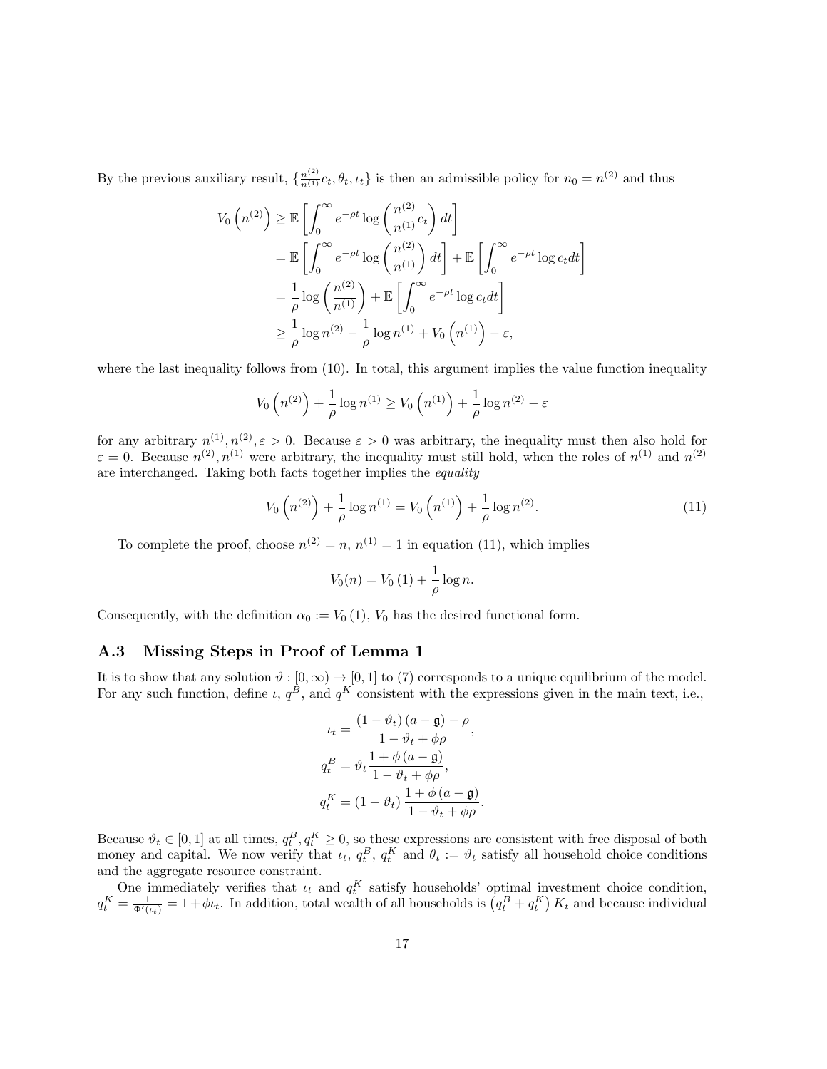By the previous auxiliary result, $\{\frac{n^{(2)}}{n^{(1)}}c_t, \theta_t, \iota_t\}$ is then an admissible policy for $n_0 = n^{(2)}$ and thus

$$
\begin{aligned}
V_0\left(n^{(2)}\right) &\geq \mathbb{E}\left[\int_0^\infty e^{-\rho t}\log\left(\frac{n^{(2)}}{n^{(1)}}c_t\right)dt\right] \\
&= \mathbb{E}\left[\int_0^\infty e^{-\rho t}\log\left(\frac{n^{(2)}}{n^{(1)}}\right)dt\right] + \mathbb{E}\left[\int_0^\infty e^{-\rho t}\log c_t dt\right] \\
&= \frac{1}{\rho}\log\left(\frac{n^{(2)}}{n^{(1)}}\right) + \mathbb{E}\left[\int_0^\infty e^{-\rho t}\log c_t dt\right] \\
&\geq \frac{1}{\rho}\log n^{(2)} - \frac{1}{\rho}\log n^{(1)} + V_0\left(n^{(1)}\right) - \varepsilon,
\end{aligned}
$$

where the last inequality follows from (10). In total, this argument implies the value function inequality

$$
V_0\left(n^{(2)}\right) + \frac{1}{\rho}\log n^{(1)} \geq V_0\left(n^{(1)}\right) + \frac{1}{\rho}\log n^{(2)} - \varepsilon
$$

for any arbitrary $n^{(1)}, n^{(2)}, \varepsilon > 0$. Because $\varepsilon > 0$ was arbitrary, the inequality must then also hold for $\varepsilon = 0$. Because $n^{(2)}, n^{(1)}$ were arbitrary, the inequality must still hold, when the roles of $n^{(1)}$ and $n^{(2)}$ are interchanged. Taking both facts together implies the *equality*

$$
V_0\left(n^{(2)}\right) + \frac{1}{\rho}\log n^{(1)} = V_0\left(n^{(1)}\right) + \frac{1}{\rho}\log n^{(2)}. \tag{11}
$$

To complete the proof, choose $n^{(2)} = n$, $n^{(1)} = 1$ in equation (11), which implies

$$
V_0(n) = V_0(1) + \frac{1}{\rho}\log n.
$$

Consequently, with the definition $\alpha_0 := V_0(1)$, $V_0$ has the desired functional form.

### A.3 Missing Steps in Proof of Lemma 1

It is to show that any solution $\vartheta : [0,\infty) \to [0,1]$ to (7) corresponds to a unique equilibrium of the model. For any such function, define $\iota$, $q^B$, and $q^K$ consistent with the expressions given in the main text, i.e.,

$$
\begin{aligned}
\iota_t &= \frac{(1-\vartheta_t)(a-\mathfrak{g}) - \rho}{1 - \vartheta_t + \phi\rho}, \\
q_t^B &= \vartheta_t \frac{1 + \phi(a-\mathfrak{g})}{1 - \vartheta_t + \phi\rho}, \\
q_t^K &= (1-\vartheta_t)\frac{1 + \phi(a-\mathfrak{g})}{1 - \vartheta_t + \phi\rho}.
\end{aligned}
$$

Because $\vartheta_t \in [0,1]$ at all times, $q_t^B, q_t^K \geq 0$, so these expressions are consistent with free disposal of both money and capital. We now verify that $\iota_t$, $q_t^B$, $q_t^K$ and $\theta_t := \vartheta_t$ satisfy all household choice conditions and the aggregate resource constraint.

One immediately verifies that $\iota_t$ and $q_t^K$ satisfy households' optimal investment choice condition, $q_t^K = \frac{1}{\Phi'(\iota_t)} = 1 + \phi\iota_t$. In addition, total wealth of all households is $\left(q_t^B + q_t^K\right)K_t$ and because individual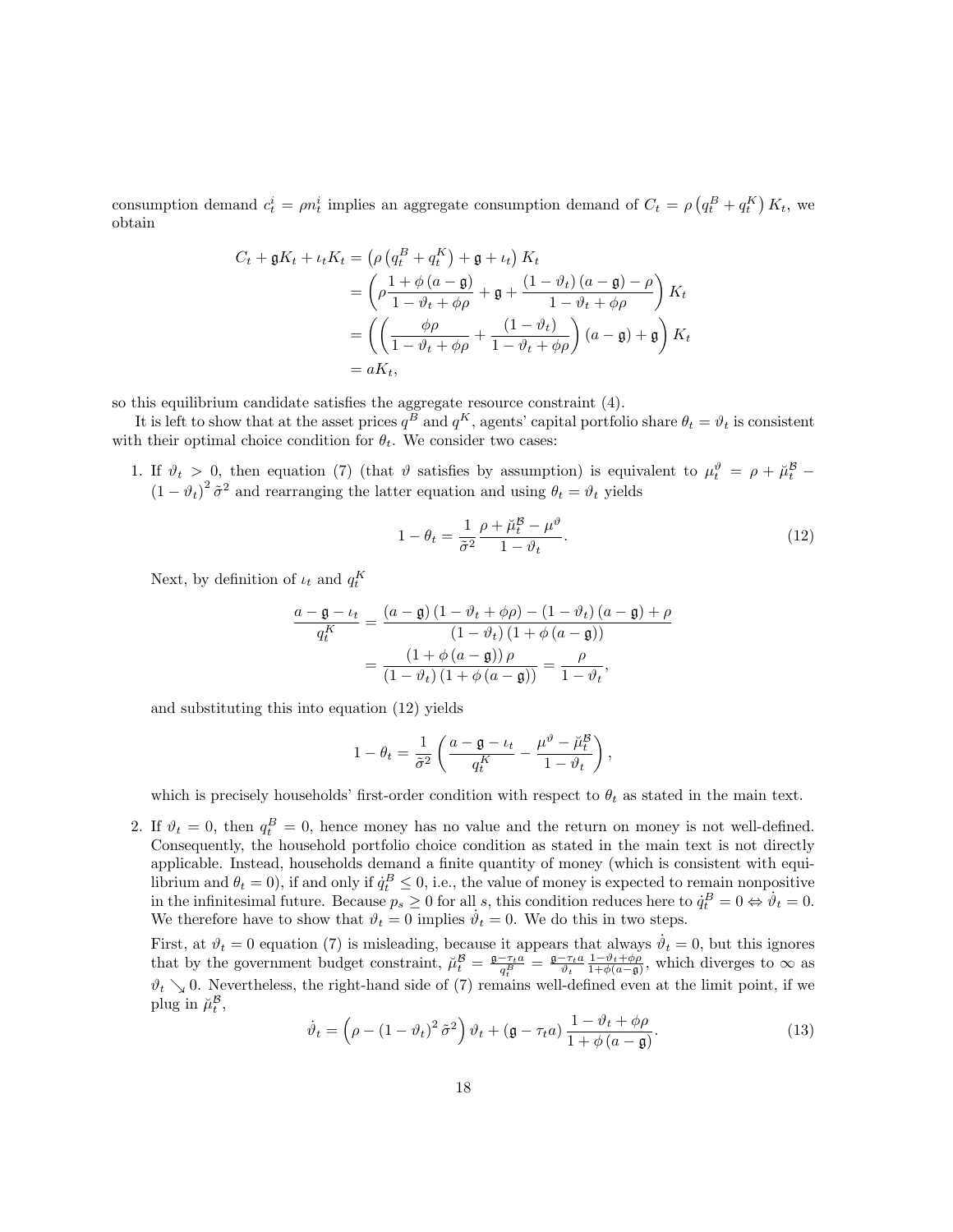consumption demand $c_t^i = \rho n_t^i$ implies an aggregate consumption demand of $C_t = \rho \left(q_t^B + q_t^K\right) K_t$, we obtain

$$
\begin{aligned}
C_t + \mathfrak{g} K_t + \iota_t K_t &= \left(\rho \left(q_t^B + q_t^K\right) + \mathfrak{g} + \iota_t\right) K_t \\
&= \left(\rho \frac{1 + \phi\left(a - \mathfrak{g}\right)}{1 - \vartheta_t + \phi\rho} + \mathfrak{g} + \frac{\left(1 - \vartheta_t\right)\left(a - \mathfrak{g}\right) - \rho}{1 - \vartheta_t + \phi\rho}\right) K_t \\
&= \left(\left(\frac{\phi\rho}{1 - \vartheta_t + \phi\rho} + \frac{\left(1 - \vartheta_t\right)}{1 - \vartheta_t + \phi\rho}\right)\left(a - \mathfrak{g}\right) + \mathfrak{g}\right) K_t \\
&= a K_t,
\end{aligned}
$$

so this equilibrium candidate satisfies the aggregate resource constraint (4).

It is left to show that at the asset prices $q^B$ and $q^K$, agents' capital portfolio share $\theta_t = \vartheta_t$ is consistent with their optimal choice condition for $\theta_t$. We consider two cases:

1. If $\vartheta_t > 0$, then equation (7) (that $\vartheta$ satisfies by assumption) is equivalent to $\mu_t^\vartheta = \rho + \breve{\mu}_t^{\mathcal{B}} - \left(1 - \vartheta_t\right)^2 \tilde{\sigma}^2$ and rearranging the latter equation and using $\theta_t = \vartheta_t$ yields

$$
1 - \theta_t = \frac{1}{\tilde{\sigma}^2} \frac{\rho + \breve{\mu}_t^{\mathcal{B}} - \mu^\vartheta}{1 - \vartheta_t}. \tag{12}
$$

   Next, by definition of $\iota_t$ and $q_t^K$

$$
\begin{aligned}
\frac{a - \mathfrak{g} - \iota_t}{q_t^K} &= \frac{\left(a - \mathfrak{g}\right)\left(1 - \vartheta_t + \phi\rho\right) - \left(1 - \vartheta_t\right)\left(a - \mathfrak{g}\right) + \rho}{\left(1 - \vartheta_t\right)\left(1 + \phi\left(a - \mathfrak{g}\right)\right)} \\
&= \frac{\left(1 + \phi\left(a - \mathfrak{g}\right)\right)\rho}{\left(1 - \vartheta_t\right)\left(1 + \phi\left(a - \mathfrak{g}\right)\right)} = \frac{\rho}{1 - \vartheta_t},
\end{aligned}
$$

   and substituting this into equation (12) yields

$$
1 - \theta_t = \frac{1}{\tilde{\sigma}^2}\left(\frac{a - \mathfrak{g} - \iota_t}{q_t^K} - \frac{\mu^\vartheta - \breve{\mu}_t^{\mathcal{B}}}{1 - \vartheta_t}\right),
$$

   which is precisely households' first-order condition with respect to $\theta_t$ as stated in the main text.

2. If $\vartheta_t = 0$, then $q_t^B = 0$, hence money has no value and the return on money is not well-defined. Consequently, the household portfolio choice condition as stated in the main text is not directly applicable. Instead, households demand a finite quantity of money (which is consistent with equilibrium and $\theta_t = 0$), if and only if $\dot{q}_t^B \leq 0$, i.e., the value of money is expected to remain nonpositive in the infinitesimal future. Because $p_s \geq 0$ for all $s$, this condition reduces here to $\dot{q}_t^B = 0 \Leftrightarrow \dot{\vartheta}_t = 0$. We therefore have to show that $\vartheta_t = 0$ implies $\dot{\vartheta}_t = 0$. We do this in two steps.

   First, at $\vartheta_t = 0$ equation (7) is misleading, because it appears that always $\dot{\vartheta}_t = 0$, but this ignores that by the government budget constraint, $\breve{\mu}_t^{\mathcal{B}} = \frac{\mathfrak{g} - \tau_t a}{q_t^B} = \frac{\mathfrak{g} - \tau_t a}{\vartheta_t} \frac{1 - \vartheta_t + \phi\rho}{1 + \phi(a - \mathfrak{g})}$, which diverges to $\infty$ as $\vartheta_t \searrow 0$. Nevertheless, the right-hand side of (7) remains well-defined even at the limit point, if we plug in $\breve{\mu}_t^{\mathcal{B}}$,

$$
\dot{\vartheta}_t = \left(\rho - \left(1 - \vartheta_t\right)^2 \tilde{\sigma}^2\right)\vartheta_t + \left(\mathfrak{g} - \tau_t a\right)\frac{1 - \vartheta_t + \phi\rho}{1 + \phi\left(a - \mathfrak{g}\right)}. \tag{13}
$$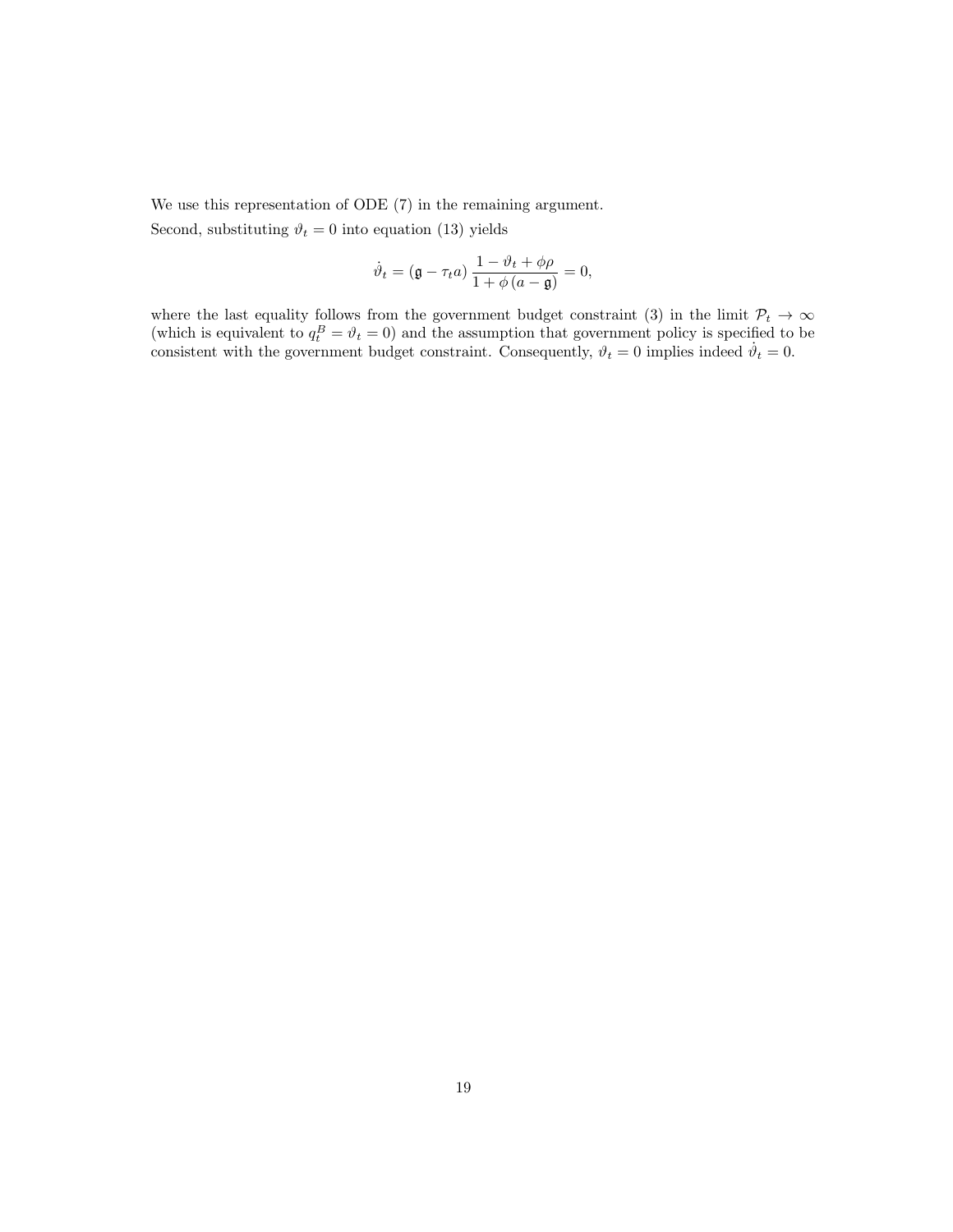We use this representation of ODE (7) in the remaining argument.

Second, substituting $\vartheta_t = 0$ into equation (13) yields

$$\dot{\vartheta}_t = (\mathfrak{g} - \tau_t a) \frac{1 - \vartheta_t + \phi\rho}{1 + \phi(a - \mathfrak{g})} = 0,$$

where the last equality follows from the government budget constraint (3) in the limit $\mathcal{P}_t \to \infty$ (which is equivalent to $q_t^B = \vartheta_t = 0$) and the assumption that government policy is specified to be consistent with the government budget constraint. Consequently, $\vartheta_t = 0$ implies indeed $\dot{\vartheta}_t = 0$.